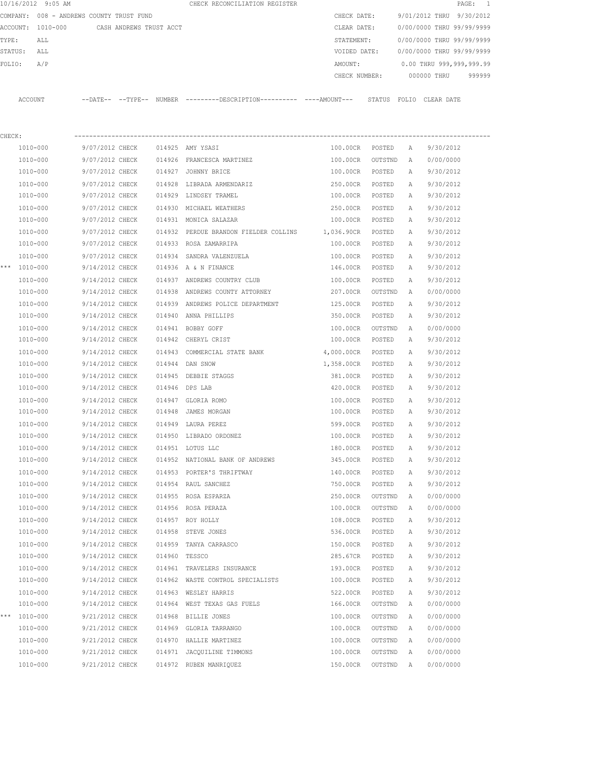10/16/2012 9:05 AM CHECK RECONCILIATION REGISTER

COMPANY: 008 - ANDREWS COUNTY TRUST FUND
ACCOUNT: 1010-000 CASH ANDREWS TRUST ACCT
TYPE: ALL
STATUS: ALL
FOLIO: A/P

CHECK DATE: 9/01/2012 THRU 9/30/2012
CLEAR DATE: 0/00/0000 THRU 99/99/9999
STATEMENT: 0/00/0000 THRU 99/99/9999
VOIDED DATE: 0/00/0000 THRU 99/99/9999
AMOUNT: 0.00 THRU 999,999,999.99
CHECK NUMBER: 000000 THRU 999999

CHECK:

| | ACCOUNT | --DATE-- | --TYPE-- | NUMBER | ---------DESCRIPTION---------- | ----AMOUNT--- | STATUS | FOLIO | CLEAR DATE |
|---|---|---|---|---|---|---|---|---|---|
| | 1010-000 | 9/07/2012 | CHECK | 014925 | AMY YSASI | 100.00CR | POSTED | A | 9/30/2012 |
| | 1010-000 | 9/07/2012 | CHECK | 014926 | FRANCESCA MARTINEZ | 100.00CR | OUTSTND | A | 0/00/0000 |
| | 1010-000 | 9/07/2012 | CHECK | 014927 | JOHNNY BRICE | 100.00CR | POSTED | A | 9/30/2012 |
| | 1010-000 | 9/07/2012 | CHECK | 014928 | LIBRADA ARMENDARIZ | 250.00CR | POSTED | A | 9/30/2012 |
| | 1010-000 | 9/07/2012 | CHECK | 014929 | LINDSEY TRAMEL | 100.00CR | POSTED | A | 9/30/2012 |
| | 1010-000 | 9/07/2012 | CHECK | 014930 | MICHAEL WEATHERS | 250.00CR | POSTED | A | 9/30/2012 |
| | 1010-000 | 9/07/2012 | CHECK | 014931 | MONICA SALAZAR | 100.00CR | POSTED | A | 9/30/2012 |
| | 1010-000 | 9/07/2012 | CHECK | 014932 | PERDUE BRANDON FIELDER COLLINS | 1,036.90CR | POSTED | A | 9/30/2012 |
| | 1010-000 | 9/07/2012 | CHECK | 014933 | ROSA ZAMARRIPA | 100.00CR | POSTED | A | 9/30/2012 |
| | 1010-000 | 9/07/2012 | CHECK | 014934 | SANDRA VALENZUELA | 100.00CR | POSTED | A | 9/30/2012 |
| *** | 1010-000 | 9/14/2012 | CHECK | 014936 | A & N FINANCE | 146.00CR | POSTED | A | 9/30/2012 |
| | 1010-000 | 9/14/2012 | CHECK | 014937 | ANDREWS COUNTRY CLUB | 100.00CR | POSTED | A | 9/30/2012 |
| | 1010-000 | 9/14/2012 | CHECK | 014938 | ANDREWS COUNTY ATTORNEY | 207.00CR | OUTSTND | A | 0/00/0000 |
| | 1010-000 | 9/14/2012 | CHECK | 014939 | ANDREWS POLICE DEPARTMENT | 125.00CR | POSTED | A | 9/30/2012 |
| | 1010-000 | 9/14/2012 | CHECK | 014940 | ANNA PHILLIPS | 350.00CR | POSTED | A | 9/30/2012 |
| | 1010-000 | 9/14/2012 | CHECK | 014941 | BOBBY GOFF | 100.00CR | OUTSTND | A | 0/00/0000 |
| | 1010-000 | 9/14/2012 | CHECK | 014942 | CHERYL CRIST | 100.00CR | POSTED | A | 9/30/2012 |
| | 1010-000 | 9/14/2012 | CHECK | 014943 | COMMERCIAL STATE BANK | 4,000.00CR | POSTED | A | 9/30/2012 |
| | 1010-000 | 9/14/2012 | CHECK | 014944 | DAN SNOW | 1,358.00CR | POSTED | A | 9/30/2012 |
| | 1010-000 | 9/14/2012 | CHECK | 014945 | DEBBIE STAGGS | 381.00CR | POSTED | A | 9/30/2012 |
| | 1010-000 | 9/14/2012 | CHECK | 014946 | DPS LAB | 420.00CR | POSTED | A | 9/30/2012 |
| | 1010-000 | 9/14/2012 | CHECK | 014947 | GLORIA ROMO | 100.00CR | POSTED | A | 9/30/2012 |
| | 1010-000 | 9/14/2012 | CHECK | 014948 | JAMES MORGAN | 100.00CR | POSTED | A | 9/30/2012 |
| | 1010-000 | 9/14/2012 | CHECK | 014949 | LAURA PEREZ | 599.00CR | POSTED | A | 9/30/2012 |
| | 1010-000 | 9/14/2012 | CHECK | 014950 | LIBRADO ORDONEZ | 100.00CR | POSTED | A | 9/30/2012 |
| | 1010-000 | 9/14/2012 | CHECK | 014951 | LOTUS LLC | 180.00CR | POSTED | A | 9/30/2012 |
| | 1010-000 | 9/14/2012 | CHECK | 014952 | NATIONAL BANK OF ANDREWS | 345.00CR | POSTED | A | 9/30/2012 |
| | 1010-000 | 9/14/2012 | CHECK | 014953 | PORTER'S THRIFTWAY | 140.00CR | POSTED | A | 9/30/2012 |
| | 1010-000 | 9/14/2012 | CHECK | 014954 | RAUL SANCHEZ | 750.00CR | POSTED | A | 9/30/2012 |
| | 1010-000 | 9/14/2012 | CHECK | 014955 | ROSA ESPARZA | 250.00CR | OUTSTND | A | 0/00/0000 |
| | 1010-000 | 9/14/2012 | CHECK | 014956 | ROSA PERAZA | 100.00CR | OUTSTND | A | 0/00/0000 |
| | 1010-000 | 9/14/2012 | CHECK | 014957 | ROY HOLLY | 108.00CR | POSTED | A | 9/30/2012 |
| | 1010-000 | 9/14/2012 | CHECK | 014958 | STEVE JONES | 536.00CR | POSTED | A | 9/30/2012 |
| | 1010-000 | 9/14/2012 | CHECK | 014959 | TANYA CARRASCO | 150.00CR | POSTED | A | 9/30/2012 |
| | 1010-000 | 9/14/2012 | CHECK | 014960 | TESSCO | 285.67CR | POSTED | A | 9/30/2012 |
| | 1010-000 | 9/14/2012 | CHECK | 014961 | TRAVELERS INSURANCE | 193.00CR | POSTED | A | 9/30/2012 |
| | 1010-000 | 9/14/2012 | CHECK | 014962 | WASTE CONTROL SPECIALISTS | 100.00CR | POSTED | A | 9/30/2012 |
| | 1010-000 | 9/14/2012 | CHECK | 014963 | WESLEY HARRIS | 522.00CR | POSTED | A | 9/30/2012 |
| | 1010-000 | 9/14/2012 | CHECK | 014964 | WEST TEXAS GAS FUELS | 166.00CR | OUTSTND | A | 0/00/0000 |
| *** | 1010-000 | 9/21/2012 | CHECK | 014968 | BILLIE JONES | 100.00CR | OUTSTND | A | 0/00/0000 |
| | 1010-000 | 9/21/2012 | CHECK | 014969 | GLORIA TARRANGO | 100.00CR | OUTSTND | A | 0/00/0000 |
| | 1010-000 | 9/21/2012 | CHECK | 014970 | HALLIE MARTINEZ | 100.00CR | OUTSTND | A | 0/00/0000 |
| | 1010-000 | 9/21/2012 | CHECK | 014971 | JACQUILINE TIMMONS | 100.00CR | OUTSTND | A | 0/00/0000 |
| | 1010-000 | 9/21/2012 | CHECK | 014972 | RUBEN MANRIQUEZ | 150.00CR | OUTSTND | A | 0/00/0000 |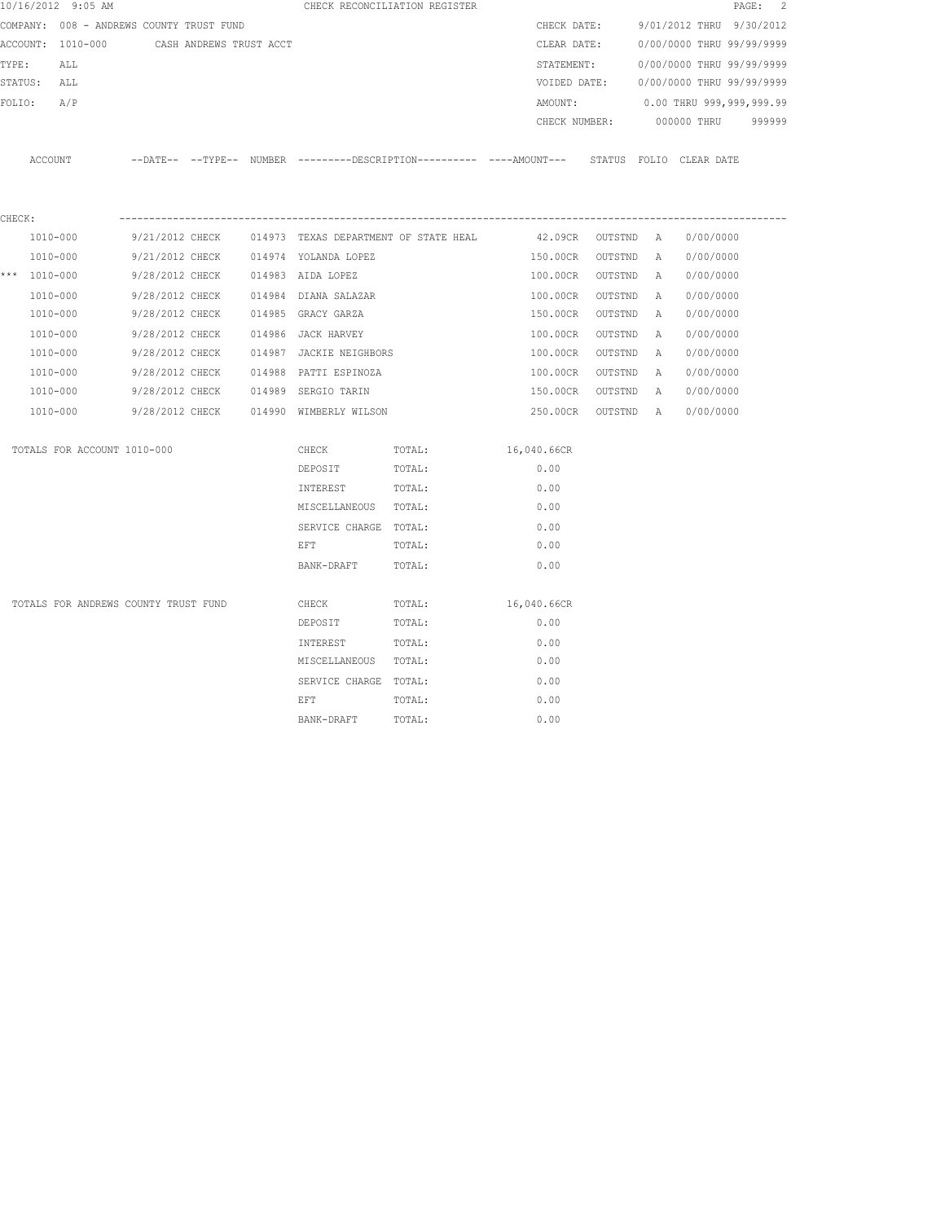10/16/2012 9:05 AM CHECK RECONCILIATION REGISTER

COMPANY: 008 - ANDREWS COUNTY TRUST FUND
ACCOUNT: 1010-000 CASH ANDREWS TRUST ACCT
TYPE: ALL
STATUS: ALL
FOLIO: A/P

CHECK DATE: 9/01/2012 THRU 9/30/2012
CLEAR DATE: 0/00/0000 THRU 99/99/9999
STATEMENT: 0/00/0000 THRU 99/99/9999
VOIDED DATE: 0/00/0000 THRU 99/99/9999
AMOUNT: 0.00 THRU 999,999,999.99
CHECK NUMBER: 000000 THRU 999999

| ACCOUNT | --DATE-- | --TYPE-- | NUMBER | ---------DESCRIPTION---------- | ----AMOUNT--- | STATUS | FOLIO | CLEAR DATE |
|---|---|---|---|---|---|---|---|---|
| CHECK: | | | | | | | | |
| 1010-000 | 9/21/2012 | CHECK | 014973 | TEXAS DEPARTMENT OF STATE HEAL | 42.09CR | OUTSTND | A | 0/00/0000 |
| 1010-000 | 9/21/2012 | CHECK | 014974 | YOLANDA LOPEZ | 150.00CR | OUTSTND | A | 0/00/0000 |
| *** 1010-000 | 9/28/2012 | CHECK | 014983 | AIDA LOPEZ | 100.00CR | OUTSTND | A | 0/00/0000 |
| 1010-000 | 9/28/2012 | CHECK | 014984 | DIANA SALAZAR | 100.00CR | OUTSTND | A | 0/00/0000 |
| 1010-000 | 9/28/2012 | CHECK | 014985 | GRACY GARZA | 150.00CR | OUTSTND | A | 0/00/0000 |
| 1010-000 | 9/28/2012 | CHECK | 014986 | JACK HARVEY | 100.00CR | OUTSTND | A | 0/00/0000 |
| 1010-000 | 9/28/2012 | CHECK | 014987 | JACKIE NEIGHBORS | 100.00CR | OUTSTND | A | 0/00/0000 |
| 1010-000 | 9/28/2012 | CHECK | 014988 | PATTI ESPINOZA | 100.00CR | OUTSTND | A | 0/00/0000 |
| 1010-000 | 9/28/2012 | CHECK | 014989 | SERGIO TARIN | 150.00CR | OUTSTND | A | 0/00/0000 |
| 1010-000 | 9/28/2012 | CHECK | 014990 | WIMBERLY WILSON | 250.00CR | OUTSTND | A | 0/00/0000 |

| TOTALS FOR ACCOUNT 1010-000 | | | |
|---|---|---|---|
| | CHECK | TOTAL: | 16,040.66CR |
| | DEPOSIT | TOTAL: | 0.00 |
| | INTEREST | TOTAL: | 0.00 |
| | MISCELLANEOUS | TOTAL: | 0.00 |
| | SERVICE CHARGE | TOTAL: | 0.00 |
| | EFT | TOTAL: | 0.00 |
| | BANK-DRAFT | TOTAL: | 0.00 |

| TOTALS FOR ANDREWS COUNTY TRUST FUND | | | |
|---|---|---|---|
| | CHECK | TOTAL: | 16,040.66CR |
| | DEPOSIT | TOTAL: | 0.00 |
| | INTEREST | TOTAL: | 0.00 |
| | MISCELLANEOUS | TOTAL: | 0.00 |
| | SERVICE CHARGE | TOTAL: | 0.00 |
| | EFT | TOTAL: | 0.00 |
| | BANK-DRAFT | TOTAL: | 0.00 |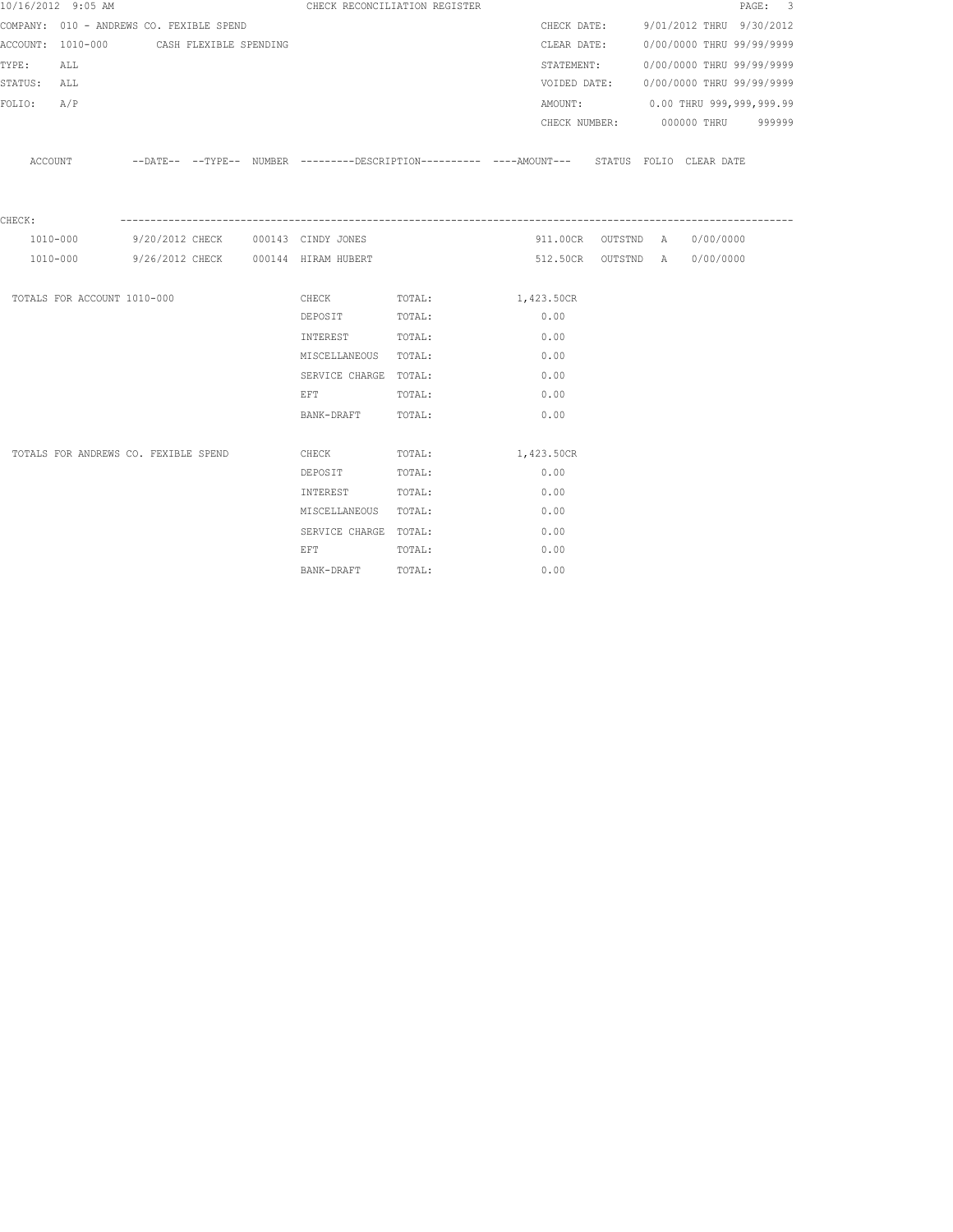10/16/2012 9:05 AM — CHECK RECONCILIATION REGISTER

COMPANY: 010 - ANDREWS CO. FEXIBLE SPEND

ACCOUNT: 1010-000 CASH FLEXIBLE SPENDING

TYPE: ALL

STATUS: ALL

FOLIO: A/P

CHECK DATE: 9/01/2012 THRU 9/30/2012

CLEAR DATE: 0/00/0000 THRU 99/99/9999

STATEMENT: 0/00/0000 THRU 99/99/9999

VOIDED DATE: 0/00/0000 THRU 99/99/9999

AMOUNT: 0.00 THRU 999,999,999.99

CHECK NUMBER: 000000 THRU 999999

| ACCOUNT | --DATE-- | --TYPE-- | NUMBER | ---------DESCRIPTION---------- | ----AMOUNT--- | STATUS | FOLIO | CLEAR DATE |
|---|---|---|---|---|---|---|---|---|
| CHECK: | | | | | | | | |
| 1010-000 | 9/20/2012 | CHECK | 000143 | CINDY JONES | 911.00CR | OUTSTND | A | 0/00/0000 |
| 1010-000 | 9/26/2012 | CHECK | 000144 | HIRAM HUBERT | 512.50CR | OUTSTND | A | 0/00/0000 |

| | | | |
|---|---|---|---|
| TOTALS FOR ACCOUNT 1010-000 | CHECK | TOTAL: | 1,423.50CR |
| | DEPOSIT | TOTAL: | 0.00 |
| | INTEREST | TOTAL: | 0.00 |
| | MISCELLANEOUS | TOTAL: | 0.00 |
| | SERVICE CHARGE | TOTAL: | 0.00 |
| | EFT | TOTAL: | 0.00 |
| | BANK-DRAFT | TOTAL: | 0.00 |
| TOTALS FOR ANDREWS CO. FEXIBLE SPEND | CHECK | TOTAL: | 1,423.50CR |
| | DEPOSIT | TOTAL: | 0.00 |
| | INTEREST | TOTAL: | 0.00 |
| | MISCELLANEOUS | TOTAL: | 0.00 |
| | SERVICE CHARGE | TOTAL: | 0.00 |
| | EFT | TOTAL: | 0.00 |
| | BANK-DRAFT | TOTAL: | 0.00 |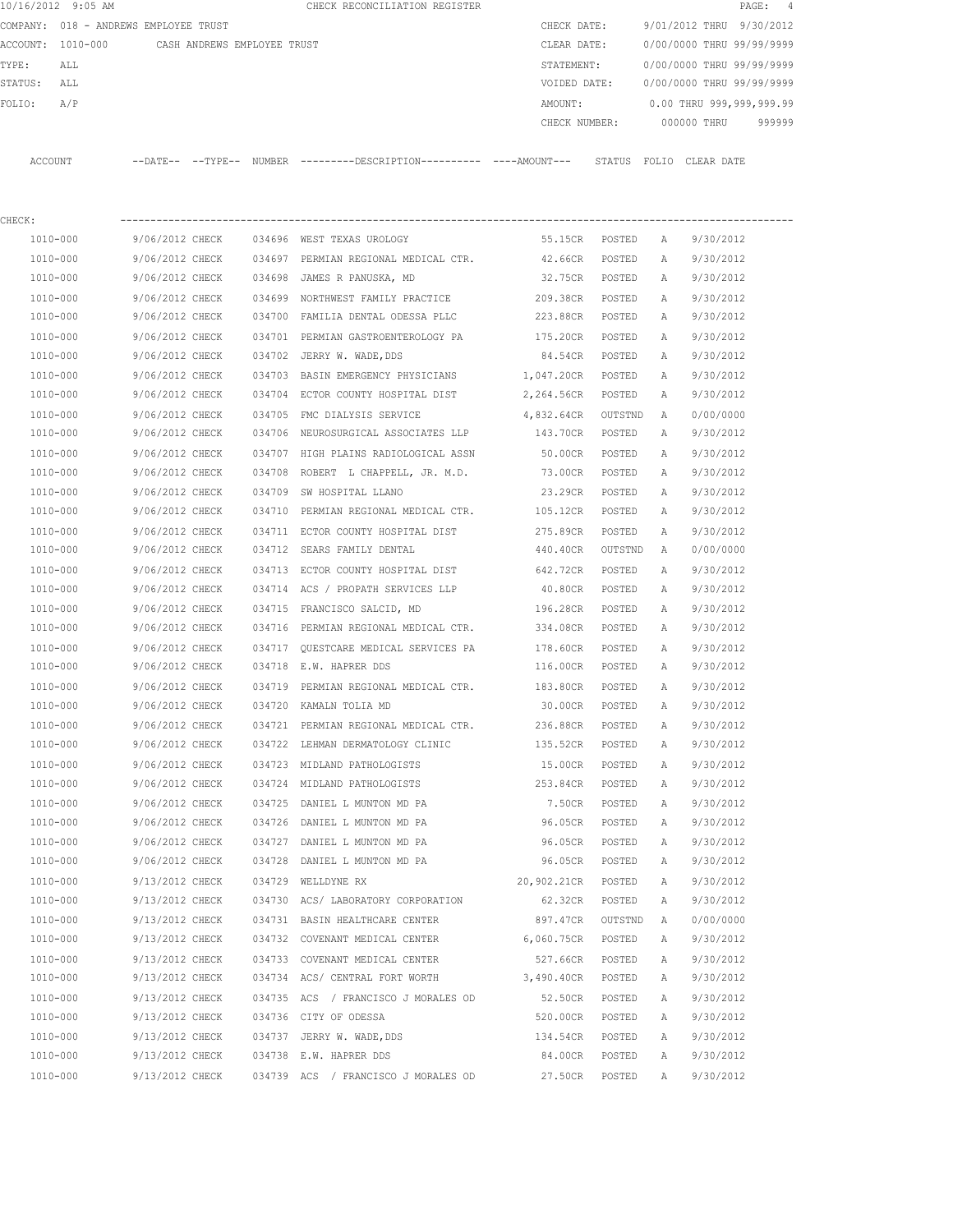10/16/2012 9:05 AM CHECK RECONCILIATION REGISTER

COMPANY: 018 - ANDREWS EMPLOYEE TRUST

ACCOUNT: 1010-000 CASH ANDREWS EMPLOYEE TRUST

TYPE: ALL

STATUS: ALL

FOLIO: A/P

CHECK DATE: 9/01/2012 THRU 9/30/2012
CLEAR DATE: 0/00/0000 THRU 99/99/9999
STATEMENT: 0/00/0000 THRU 99/99/9999
VOIDED DATE: 0/00/0000 THRU 99/99/9999
AMOUNT: 0.00 THRU 999,999,999.99
CHECK NUMBER: 000000 THRU 999999

CHECK:

| ACCOUNT | DATE | TYPE | NUMBER | DESCRIPTION | AMOUNT | STATUS | FOLIO | CLEAR DATE |
|---|---|---|---|---|---|---|---|---|
| 1010-000 | 9/06/2012 | CHECK | 034696 | WEST TEXAS UROLOGY | 55.15CR | POSTED | A | 9/30/2012 |
| 1010-000 | 9/06/2012 | CHECK | 034697 | PERMIAN REGIONAL MEDICAL CTR. | 42.66CR | POSTED | A | 9/30/2012 |
| 1010-000 | 9/06/2012 | CHECK | 034698 | JAMES R PANUSKA, MD | 32.75CR | POSTED | A | 9/30/2012 |
| 1010-000 | 9/06/2012 | CHECK | 034699 | NORTHWEST FAMILY PRACTICE | 209.38CR | POSTED | A | 9/30/2012 |
| 1010-000 | 9/06/2012 | CHECK | 034700 | FAMILIA DENTAL ODESSA PLLC | 223.88CR | POSTED | A | 9/30/2012 |
| 1010-000 | 9/06/2012 | CHECK | 034701 | PERMIAN GASTROENTEROLOGY PA | 175.20CR | POSTED | A | 9/30/2012 |
| 1010-000 | 9/06/2012 | CHECK | 034702 | JERRY W. WADE,DDS | 84.54CR | POSTED | A | 9/30/2012 |
| 1010-000 | 9/06/2012 | CHECK | 034703 | BASIN EMERGENCY PHYSICIANS | 1,047.20CR | POSTED | A | 9/30/2012 |
| 1010-000 | 9/06/2012 | CHECK | 034704 | ECTOR COUNTY HOSPITAL DIST | 2,264.56CR | POSTED | A | 9/30/2012 |
| 1010-000 | 9/06/2012 | CHECK | 034705 | FMC DIALYSIS SERVICE | 4,832.64CR | OUTSTND | A | 0/00/0000 |
| 1010-000 | 9/06/2012 | CHECK | 034706 | NEUROSURGICAL ASSOCIATES LLP | 143.70CR | POSTED | A | 9/30/2012 |
| 1010-000 | 9/06/2012 | CHECK | 034707 | HIGH PLAINS RADIOLOGICAL ASSN | 50.00CR | POSTED | A | 9/30/2012 |
| 1010-000 | 9/06/2012 | CHECK | 034708 | ROBERT L CHAPPELL, JR. M.D. | 73.00CR | POSTED | A | 9/30/2012 |
| 1010-000 | 9/06/2012 | CHECK | 034709 | SW HOSPITAL LLANO | 23.29CR | POSTED | A | 9/30/2012 |
| 1010-000 | 9/06/2012 | CHECK | 034710 | PERMIAN REGIONAL MEDICAL CTR. | 105.12CR | POSTED | A | 9/30/2012 |
| 1010-000 | 9/06/2012 | CHECK | 034711 | ECTOR COUNTY HOSPITAL DIST | 275.89CR | POSTED | A | 9/30/2012 |
| 1010-000 | 9/06/2012 | CHECK | 034712 | SEARS FAMILY DENTAL | 440.40CR | OUTSTND | A | 0/00/0000 |
| 1010-000 | 9/06/2012 | CHECK | 034713 | ECTOR COUNTY HOSPITAL DIST | 642.72CR | POSTED | A | 9/30/2012 |
| 1010-000 | 9/06/2012 | CHECK | 034714 | ACS / PROPATH SERVICES LLP | 40.80CR | POSTED | A | 9/30/2012 |
| 1010-000 | 9/06/2012 | CHECK | 034715 | FRANCISCO SALCID, MD | 196.28CR | POSTED | A | 9/30/2012 |
| 1010-000 | 9/06/2012 | CHECK | 034716 | PERMIAN REGIONAL MEDICAL CTR. | 334.08CR | POSTED | A | 9/30/2012 |
| 1010-000 | 9/06/2012 | CHECK | 034717 | QUESTCARE MEDICAL SERVICES PA | 178.60CR | POSTED | A | 9/30/2012 |
| 1010-000 | 9/06/2012 | CHECK | 034718 | E.W. HAPRER DDS | 116.00CR | POSTED | A | 9/30/2012 |
| 1010-000 | 9/06/2012 | CHECK | 034719 | PERMIAN REGIONAL MEDICAL CTR. | 183.80CR | POSTED | A | 9/30/2012 |
| 1010-000 | 9/06/2012 | CHECK | 034720 | KAMALN TOLIA MD | 30.00CR | POSTED | A | 9/30/2012 |
| 1010-000 | 9/06/2012 | CHECK | 034721 | PERMIAN REGIONAL MEDICAL CTR. | 236.88CR | POSTED | A | 9/30/2012 |
| 1010-000 | 9/06/2012 | CHECK | 034722 | LEHMAN DERMATOLOGY CLINIC | 135.52CR | POSTED | A | 9/30/2012 |
| 1010-000 | 9/06/2012 | CHECK | 034723 | MIDLAND PATHOLOGISTS | 15.00CR | POSTED | A | 9/30/2012 |
| 1010-000 | 9/06/2012 | CHECK | 034724 | MIDLAND PATHOLOGISTS | 253.84CR | POSTED | A | 9/30/2012 |
| 1010-000 | 9/06/2012 | CHECK | 034725 | DANIEL L MUNTON MD PA | 7.50CR | POSTED | A | 9/30/2012 |
| 1010-000 | 9/06/2012 | CHECK | 034726 | DANIEL L MUNTON MD PA | 96.05CR | POSTED | A | 9/30/2012 |
| 1010-000 | 9/06/2012 | CHECK | 034727 | DANIEL L MUNTON MD PA | 96.05CR | POSTED | A | 9/30/2012 |
| 1010-000 | 9/06/2012 | CHECK | 034728 | DANIEL L MUNTON MD PA | 96.05CR | POSTED | A | 9/30/2012 |
| 1010-000 | 9/13/2012 | CHECK | 034729 | WELLDYNE RX | 20,902.21CR | POSTED | A | 9/30/2012 |
| 1010-000 | 9/13/2012 | CHECK | 034730 | ACS/ LABORATORY CORPORATION | 62.32CR | POSTED | A | 9/30/2012 |
| 1010-000 | 9/13/2012 | CHECK | 034731 | BASIN HEALTHCARE CENTER | 897.47CR | OUTSTND | A | 0/00/0000 |
| 1010-000 | 9/13/2012 | CHECK | 034732 | COVENANT MEDICAL CENTER | 6,060.75CR | POSTED | A | 9/30/2012 |
| 1010-000 | 9/13/2012 | CHECK | 034733 | COVENANT MEDICAL CENTER | 527.66CR | POSTED | A | 9/30/2012 |
| 1010-000 | 9/13/2012 | CHECK | 034734 | ACS/ CENTRAL FORT WORTH | 3,490.40CR | POSTED | A | 9/30/2012 |
| 1010-000 | 9/13/2012 | CHECK | 034735 | ACS / FRANCISCO J MORALES OD | 52.50CR | POSTED | A | 9/30/2012 |
| 1010-000 | 9/13/2012 | CHECK | 034736 | CITY OF ODESSA | 520.00CR | POSTED | A | 9/30/2012 |
| 1010-000 | 9/13/2012 | CHECK | 034737 | JERRY W. WADE,DDS | 134.54CR | POSTED | A | 9/30/2012 |
| 1010-000 | 9/13/2012 | CHECK | 034738 | E.W. HAPRER DDS | 84.00CR | POSTED | A | 9/30/2012 |
| 1010-000 | 9/13/2012 | CHECK | 034739 | ACS / FRANCISCO J MORALES OD | 27.50CR | POSTED | A | 9/30/2012 |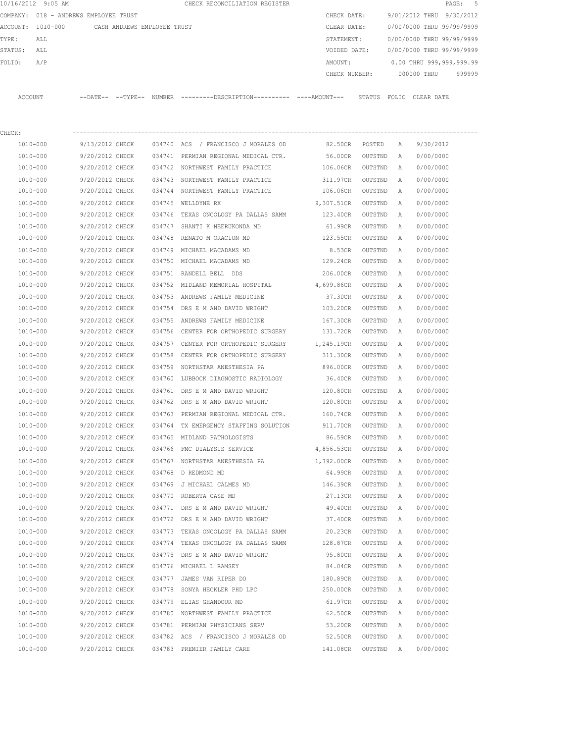10/16/2012 9:05 AM CHECK RECONCILIATION REGISTER

COMPANY: 018 - ANDREWS EMPLOYEE TRUST

ACCOUNT: 1010-000 CASH ANDREWS EMPLOYEE TRUST

TYPE: ALL

STATUS: ALL

FOLIO: A/P

CHECK DATE: 9/01/2012 THRU 9/30/2012

CLEAR DATE: 0/00/0000 THRU 99/99/9999

STATEMENT: 0/00/0000 THRU 99/99/9999

VOIDED DATE: 0/00/0000 THRU 99/99/9999

AMOUNT: 0.00 THRU 999,999,999.99

CHECK NUMBER: 000000 THRU 999999

CHECK:

| ACCOUNT | --DATE-- | --TYPE-- | NUMBER | ---------DESCRIPTION---------- | ----AMOUNT--- | STATUS | FOLIO | CLEAR DATE |
|---|---|---|---|---|---|---|---|---|
| 1010-000 | 9/13/2012 | CHECK | 034740 | ACS / FRANCISCO J MORALES OD | 82.50CR | POSTED | A | 9/30/2012 |
| 1010-000 | 9/20/2012 | CHECK | 034741 | PERMIAN REGIONAL MEDICAL CTR. | 56.00CR | OUTSTND | A | 0/00/0000 |
| 1010-000 | 9/20/2012 | CHECK | 034742 | NORTHWEST FAMILY PRACTICE | 106.06CR | OUTSTND | A | 0/00/0000 |
| 1010-000 | 9/20/2012 | CHECK | 034743 | NORTHWEST FAMILY PRACTICE | 311.97CR | OUTSTND | A | 0/00/0000 |
| 1010-000 | 9/20/2012 | CHECK | 034744 | NORTHWEST FAMILY PRACTICE | 106.06CR | OUTSTND | A | 0/00/0000 |
| 1010-000 | 9/20/2012 | CHECK | 034745 | WELLDYNE RX | 9,307.51CR | OUTSTND | A | 0/00/0000 |
| 1010-000 | 9/20/2012 | CHECK | 034746 | TEXAS ONCOLOGY PA DALLAS SAMM | 123.40CR | OUTSTND | A | 0/00/0000 |
| 1010-000 | 9/20/2012 | CHECK | 034747 | SHANTI K NEERUKONDA MD | 61.99CR | OUTSTND | A | 0/00/0000 |
| 1010-000 | 9/20/2012 | CHECK | 034748 | RENATO M ORACION MD | 123.55CR | OUTSTND | A | 0/00/0000 |
| 1010-000 | 9/20/2012 | CHECK | 034749 | MICHAEL MACADAMS MD | 8.53CR | OUTSTND | A | 0/00/0000 |
| 1010-000 | 9/20/2012 | CHECK | 034750 | MICHAEL MACADAMS MD | 129.24CR | OUTSTND | A | 0/00/0000 |
| 1010-000 | 9/20/2012 | CHECK | 034751 | RANDELL BELL DDS | 206.00CR | OUTSTND | A | 0/00/0000 |
| 1010-000 | 9/20/2012 | CHECK | 034752 | MIDLAND MEMORIAL HOSPITAL | 4,699.86CR | OUTSTND | A | 0/00/0000 |
| 1010-000 | 9/20/2012 | CHECK | 034753 | ANDREWS FAMILY MEDICINE | 37.30CR | OUTSTND | A | 0/00/0000 |
| 1010-000 | 9/20/2012 | CHECK | 034754 | DRS E M AND DAVID WRIGHT | 103.20CR | OUTSTND | A | 0/00/0000 |
| 1010-000 | 9/20/2012 | CHECK | 034755 | ANDREWS FAMILY MEDICINE | 167.30CR | OUTSTND | A | 0/00/0000 |
| 1010-000 | 9/20/2012 | CHECK | 034756 | CENTER FOR ORTHOPEDIC SURGERY | 131.72CR | OUTSTND | A | 0/00/0000 |
| 1010-000 | 9/20/2012 | CHECK | 034757 | CENTER FOR ORTHOPEDIC SURGERY | 1,245.19CR | OUTSTND | A | 0/00/0000 |
| 1010-000 | 9/20/2012 | CHECK | 034758 | CENTER FOR ORTHOPEDIC SURGERY | 311.30CR | OUTSTND | A | 0/00/0000 |
| 1010-000 | 9/20/2012 | CHECK | 034759 | NORTHSTAR ANESTHESIA PA | 896.00CR | OUTSTND | A | 0/00/0000 |
| 1010-000 | 9/20/2012 | CHECK | 034760 | LUBBOCK DIAGNOSTIC RADIOLOGY | 36.40CR | OUTSTND | A | 0/00/0000 |
| 1010-000 | 9/20/2012 | CHECK | 034761 | DRS E M AND DAVID WRIGHT | 120.80CR | OUTSTND | A | 0/00/0000 |
| 1010-000 | 9/20/2012 | CHECK | 034762 | DRS E M AND DAVID WRIGHT | 120.80CR | OUTSTND | A | 0/00/0000 |
| 1010-000 | 9/20/2012 | CHECK | 034763 | PERMIAN REGIONAL MEDICAL CTR. | 160.74CR | OUTSTND | A | 0/00/0000 |
| 1010-000 | 9/20/2012 | CHECK | 034764 | TX EMERGENCY STAFFING SOLUTION | 911.70CR | OUTSTND | A | 0/00/0000 |
| 1010-000 | 9/20/2012 | CHECK | 034765 | MIDLAND PATHOLOGISTS | 86.59CR | OUTSTND | A | 0/00/0000 |
| 1010-000 | 9/20/2012 | CHECK | 034766 | FMC DIALYSIS SERVICE | 4,856.53CR | OUTSTND | A | 0/00/0000 |
| 1010-000 | 9/20/2012 | CHECK | 034767 | NORTHSTAR ANESTHESIA PA | 1,792.00CR | OUTSTND | A | 0/00/0000 |
| 1010-000 | 9/20/2012 | CHECK | 034768 | D REDMOND MD | 64.99CR | OUTSTND | A | 0/00/0000 |
| 1010-000 | 9/20/2012 | CHECK | 034769 | J MICHAEL CALMES MD | 146.39CR | OUTSTND | A | 0/00/0000 |
| 1010-000 | 9/20/2012 | CHECK | 034770 | ROBERTA CASE MD | 27.13CR | OUTSTND | A | 0/00/0000 |
| 1010-000 | 9/20/2012 | CHECK | 034771 | DRS E M AND DAVID WRIGHT | 49.40CR | OUTSTND | A | 0/00/0000 |
| 1010-000 | 9/20/2012 | CHECK | 034772 | DRS E M AND DAVID WRIGHT | 37.40CR | OUTSTND | A | 0/00/0000 |
| 1010-000 | 9/20/2012 | CHECK | 034773 | TEXAS ONCOLOGY PA DALLAS SAMM | 20.23CR | OUTSTND | A | 0/00/0000 |
| 1010-000 | 9/20/2012 | CHECK | 034774 | TEXAS ONCOLOGY PA DALLAS SAMM | 128.87CR | OUTSTND | A | 0/00/0000 |
| 1010-000 | 9/20/2012 | CHECK | 034775 | DRS E M AND DAVID WRIGHT | 95.80CR | OUTSTND | A | 0/00/0000 |
| 1010-000 | 9/20/2012 | CHECK | 034776 | MICHAEL L RAMSEY | 84.04CR | OUTSTND | A | 0/00/0000 |
| 1010-000 | 9/20/2012 | CHECK | 034777 | JAMES VAN RIPER DO | 180.89CR | OUTSTND | A | 0/00/0000 |
| 1010-000 | 9/20/2012 | CHECK | 034778 | SONYA HECKLER PHD LPC | 250.00CR | OUTSTND | A | 0/00/0000 |
| 1010-000 | 9/20/2012 | CHECK | 034779 | ELIAS GHANDOUR MD | 61.97CR | OUTSTND | A | 0/00/0000 |
| 1010-000 | 9/20/2012 | CHECK | 034780 | NORTHWEST FAMILY PRACTICE | 62.50CR | OUTSTND | A | 0/00/0000 |
| 1010-000 | 9/20/2012 | CHECK | 034781 | PERMIAN PHYSICIANS SERV | 53.20CR | OUTSTND | A | 0/00/0000 |
| 1010-000 | 9/20/2012 | CHECK | 034782 | ACS / FRANCISCO J MORALES OD | 52.50CR | OUTSTND | A | 0/00/0000 |
| 1010-000 | 9/20/2012 | CHECK | 034783 | PREMIER FAMILY CARE | 141.08CR | OUTSTND | A | 0/00/0000 |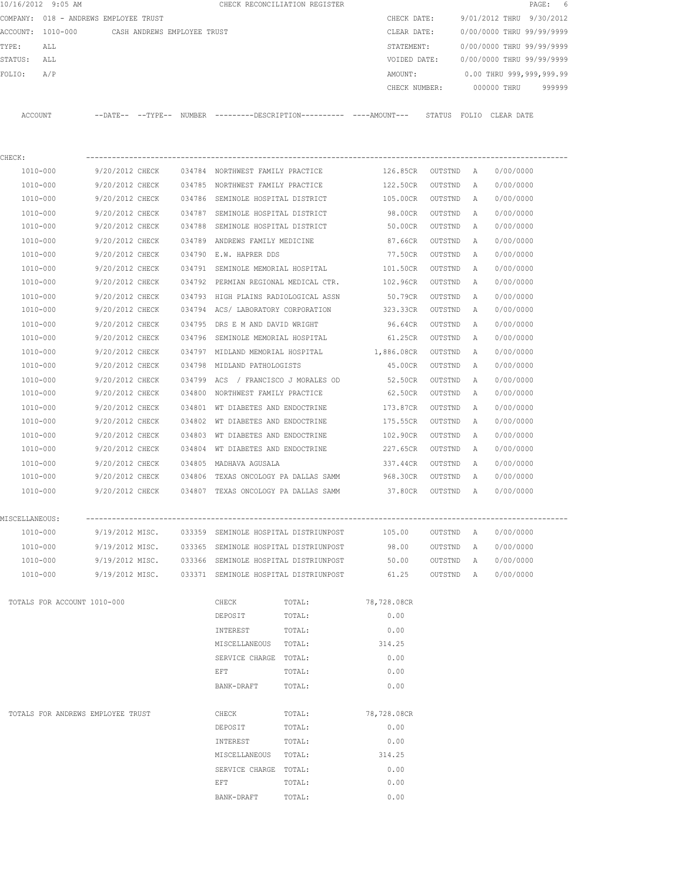10/16/2012 9:05 AM CHECK RECONCILIATION REGISTER

COMPANY: 018 - ANDREWS EMPLOYEE TRUST
ACCOUNT: 1010-000 CASH ANDREWS EMPLOYEE TRUST
TYPE: ALL
STATUS: ALL
FOLIO: A/P

CHECK DATE: 9/01/2012 THRU 9/30/2012
CLEAR DATE: 0/00/0000 THRU 99/99/9999
STATEMENT: 0/00/0000 THRU 99/99/9999
VOIDED DATE: 0/00/0000 THRU 99/99/9999
AMOUNT: 0.00 THRU 999,999,999.99
CHECK NUMBER: 000000 THRU 999999

| ACCOUNT | --DATE-- | --TYPE-- | NUMBER | ---------DESCRIPTION---------- | ----AMOUNT--- | STATUS | FOLIO | CLEAR DATE |
|---|---|---|---|---|---|---|---|---|
| CHECK: | | | | | | | | |
| 1010-000 | 9/20/2012 | CHECK | 034784 | NORTHWEST FAMILY PRACTICE | 126.85CR | OUTSTND | A | 0/00/0000 |
| 1010-000 | 9/20/2012 | CHECK | 034785 | NORTHWEST FAMILY PRACTICE | 122.50CR | OUTSTND | A | 0/00/0000 |
| 1010-000 | 9/20/2012 | CHECK | 034786 | SEMINOLE HOSPITAL DISTRICT | 105.00CR | OUTSTND | A | 0/00/0000 |
| 1010-000 | 9/20/2012 | CHECK | 034787 | SEMINOLE HOSPITAL DISTRICT | 98.00CR | OUTSTND | A | 0/00/0000 |
| 1010-000 | 9/20/2012 | CHECK | 034788 | SEMINOLE HOSPITAL DISTRICT | 50.00CR | OUTSTND | A | 0/00/0000 |
| 1010-000 | 9/20/2012 | CHECK | 034789 | ANDREWS FAMILY MEDICINE | 87.66CR | OUTSTND | A | 0/00/0000 |
| 1010-000 | 9/20/2012 | CHECK | 034790 | E.W. HAPRER DDS | 77.50CR | OUTSTND | A | 0/00/0000 |
| 1010-000 | 9/20/2012 | CHECK | 034791 | SEMINOLE MEMORIAL HOSPITAL | 101.50CR | OUTSTND | A | 0/00/0000 |
| 1010-000 | 9/20/2012 | CHECK | 034792 | PERMIAN REGIONAL MEDICAL CTR. | 102.96CR | OUTSTND | A | 0/00/0000 |
| 1010-000 | 9/20/2012 | CHECK | 034793 | HIGH PLAINS RADIOLOGICAL ASSN | 50.79CR | OUTSTND | A | 0/00/0000 |
| 1010-000 | 9/20/2012 | CHECK | 034794 | ACS/ LABORATORY CORPORATION | 323.33CR | OUTSTND | A | 0/00/0000 |
| 1010-000 | 9/20/2012 | CHECK | 034795 | DRS E M AND DAVID WRIGHT | 96.64CR | OUTSTND | A | 0/00/0000 |
| 1010-000 | 9/20/2012 | CHECK | 034796 | SEMINOLE MEMORIAL HOSPITAL | 61.25CR | OUTSTND | A | 0/00/0000 |
| 1010-000 | 9/20/2012 | CHECK | 034797 | MIDLAND MEMORIAL HOSPITAL | 1,886.08CR | OUTSTND | A | 0/00/0000 |
| 1010-000 | 9/20/2012 | CHECK | 034798 | MIDLAND PATHOLOGISTS | 45.00CR | OUTSTND | A | 0/00/0000 |
| 1010-000 | 9/20/2012 | CHECK | 034799 | ACS / FRANCISCO J MORALES OD | 52.50CR | OUTSTND | A | 0/00/0000 |
| 1010-000 | 9/20/2012 | CHECK | 034800 | NORTHWEST FAMILY PRACTICE | 62.50CR | OUTSTND | A | 0/00/0000 |
| 1010-000 | 9/20/2012 | CHECK | 034801 | WT DIABETES AND ENDOCTRINE | 173.87CR | OUTSTND | A | 0/00/0000 |
| 1010-000 | 9/20/2012 | CHECK | 034802 | WT DIABETES AND ENDOCTRINE | 175.55CR | OUTSTND | A | 0/00/0000 |
| 1010-000 | 9/20/2012 | CHECK | 034803 | WT DIABETES AND ENDOCTRINE | 102.90CR | OUTSTND | A | 0/00/0000 |
| 1010-000 | 9/20/2012 | CHECK | 034804 | WT DIABETES AND ENDOCTRINE | 227.65CR | OUTSTND | A | 0/00/0000 |
| 1010-000 | 9/20/2012 | CHECK | 034805 | MADHAVA AGUSALA | 337.44CR | OUTSTND | A | 0/00/0000 |
| 1010-000 | 9/20/2012 | CHECK | 034806 | TEXAS ONCOLOGY PA DALLAS SAMM | 968.30CR | OUTSTND | A | 0/00/0000 |
| 1010-000 | 9/20/2012 | CHECK | 034807 | TEXAS ONCOLOGY PA DALLAS SAMM | 37.80CR | OUTSTND | A | 0/00/0000 |
| MISCELLANEOUS: | | | | | | | | |
| 1010-000 | 9/19/2012 | MISC. | 033359 | SEMINOLE HOSPITAL DISTRIUNPOST | 105.00 | OUTSTND | A | 0/00/0000 |
| 1010-000 | 9/19/2012 | MISC. | 033365 | SEMINOLE HOSPITAL DISTRIUNPOST | 98.00 | OUTSTND | A | 0/00/0000 |
| 1010-000 | 9/19/2012 | MISC. | 033366 | SEMINOLE HOSPITAL DISTRIUNPOST | 50.00 | OUTSTND | A | 0/00/0000 |
| 1010-000 | 9/19/2012 | MISC. | 033371 | SEMINOLE HOSPITAL DISTRIUNPOST | 61.25 | OUTSTND | A | 0/00/0000 |

| TOTALS FOR ACCOUNT 1010-000 | | | |
|---|---|---|---|
| | CHECK | TOTAL: | 78,728.08CR |
| | DEPOSIT | TOTAL: | 0.00 |
| | INTEREST | TOTAL: | 0.00 |
| | MISCELLANEOUS | TOTAL: | 314.25 |
| | SERVICE CHARGE | TOTAL: | 0.00 |
| | EFT | TOTAL: | 0.00 |
| | BANK-DRAFT | TOTAL: | 0.00 |

| TOTALS FOR ANDREWS EMPLOYEE TRUST | | | |
|---|---|---|---|
| | CHECK | TOTAL: | 78,728.08CR |
| | DEPOSIT | TOTAL: | 0.00 |
| | INTEREST | TOTAL: | 0.00 |
| | MISCELLANEOUS | TOTAL: | 314.25 |
| | SERVICE CHARGE | TOTAL: | 0.00 |
| | EFT | TOTAL: | 0.00 |
| | BANK-DRAFT | TOTAL: | 0.00 |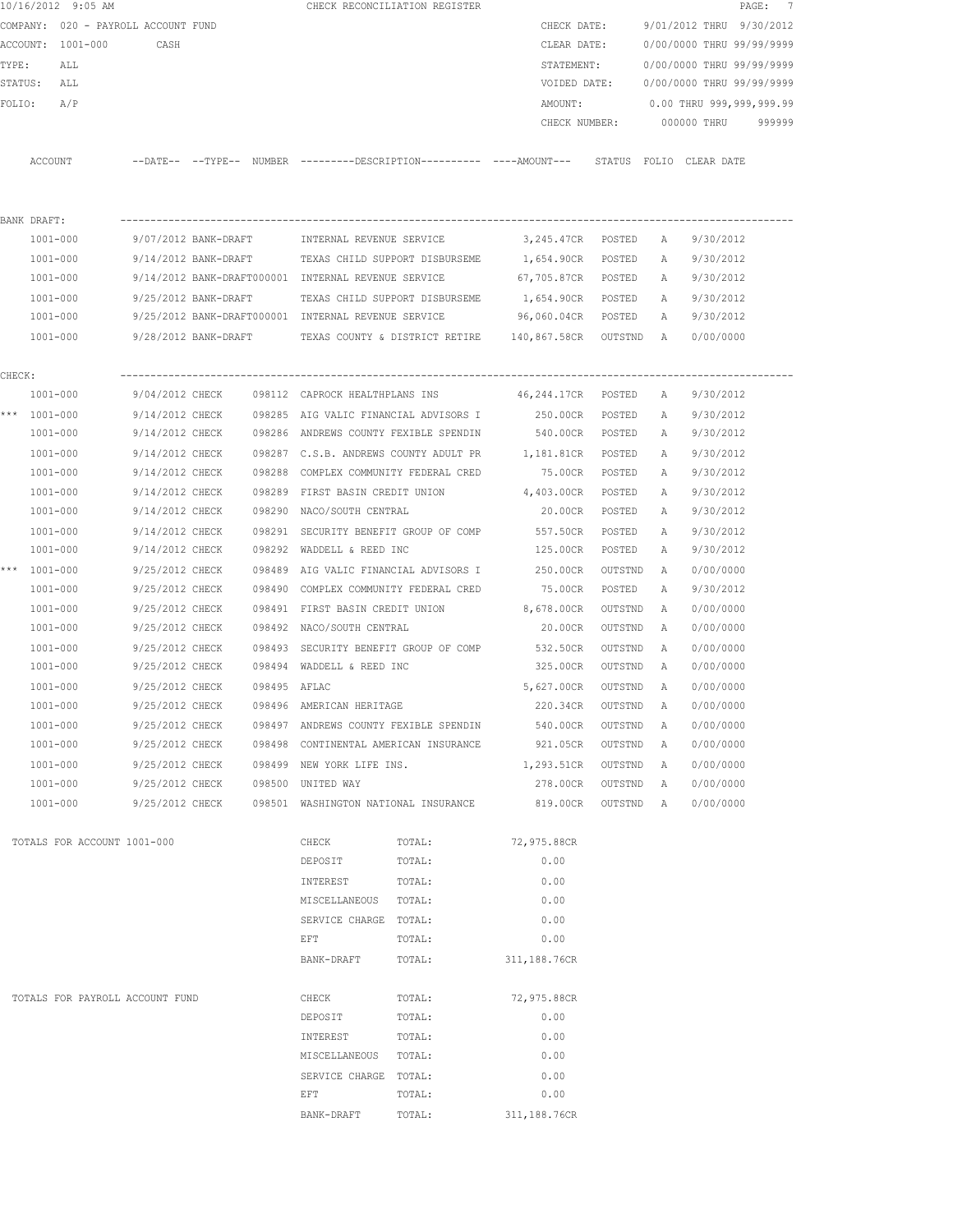10/16/2012 9:05 AM — CHECK RECONCILIATION REGISTER

COMPANY: 020 - PAYROLL ACCOUNT FUND
ACCOUNT: 1001-000 CASH
TYPE: ALL
STATUS: ALL
FOLIO: A/P

CHECK DATE: 9/01/2012 THRU 9/30/2012
CLEAR DATE: 0/00/0000 THRU 99/99/9999
STATEMENT: 0/00/0000 THRU 99/99/9999
VOIDED DATE: 0/00/0000 THRU 99/99/9999
AMOUNT: 0.00 THRU 999,999,999.99
CHECK NUMBER: 000000 THRU 999999

| ACCOUNT | DATE | TYPE | NUMBER | DESCRIPTION | AMOUNT | STATUS | FOLIO | CLEAR DATE |
|---|---|---|---|---|---|---|---|---|
| **BANK DRAFT:** | | | | | | | | |
| 1001-000 | 9/07/2012 | BANK-DRAFT | | INTERNAL REVENUE SERVICE | 3,245.47CR | POSTED | A | 9/30/2012 |
| 1001-000 | 9/14/2012 | BANK-DRAFT | | TEXAS CHILD SUPPORT DISBURSEME | 1,654.90CR | POSTED | A | 9/30/2012 |
| 1001-000 | 9/14/2012 | BANK-DRAFT | 000001 | INTERNAL REVENUE SERVICE | 67,705.87CR | POSTED | A | 9/30/2012 |
| 1001-000 | 9/25/2012 | BANK-DRAFT | | TEXAS CHILD SUPPORT DISBURSEME | 1,654.90CR | POSTED | A | 9/30/2012 |
| 1001-000 | 9/25/2012 | BANK-DRAFT | 000001 | INTERNAL REVENUE SERVICE | 96,060.04CR | POSTED | A | 9/30/2012 |
| 1001-000 | 9/28/2012 | BANK-DRAFT | | TEXAS COUNTY & DISTRICT RETIRE | 140,867.58CR | OUTSTND | A | 0/00/0000 |
| **CHECK:** | | | | | | | | |
| 1001-000 | 9/04/2012 | CHECK | 098112 | CAPROCK HEALTHPLANS INS | 46,244.17CR | POSTED | A | 9/30/2012 |
| *** 1001-000 | 9/14/2012 | CHECK | 098285 | AIG VALIC FINANCIAL ADVISORS I | 250.00CR | POSTED | A | 9/30/2012 |
| 1001-000 | 9/14/2012 | CHECK | 098286 | ANDREWS COUNTY FEXIBLE SPENDIN | 540.00CR | POSTED | A | 9/30/2012 |
| 1001-000 | 9/14/2012 | CHECK | 098287 | C.S.B. ANDREWS COUNTY ADULT PR | 1,181.81CR | POSTED | A | 9/30/2012 |
| 1001-000 | 9/14/2012 | CHECK | 098288 | COMPLEX COMMUNITY FEDERAL CRED | 75.00CR | POSTED | A | 9/30/2012 |
| 1001-000 | 9/14/2012 | CHECK | 098289 | FIRST BASIN CREDIT UNION | 4,403.00CR | POSTED | A | 9/30/2012 |
| 1001-000 | 9/14/2012 | CHECK | 098290 | NACO/SOUTH CENTRAL | 20.00CR | POSTED | A | 9/30/2012 |
| 1001-000 | 9/14/2012 | CHECK | 098291 | SECURITY BENEFIT GROUP OF COMP | 557.50CR | POSTED | A | 9/30/2012 |
| 1001-000 | 9/14/2012 | CHECK | 098292 | WADDELL & REED INC | 125.00CR | POSTED | A | 9/30/2012 |
| *** 1001-000 | 9/25/2012 | CHECK | 098489 | AIG VALIC FINANCIAL ADVISORS I | 250.00CR | OUTSTND | A | 0/00/0000 |
| 1001-000 | 9/25/2012 | CHECK | 098490 | COMPLEX COMMUNITY FEDERAL CRED | 75.00CR | POSTED | A | 9/30/2012 |
| 1001-000 | 9/25/2012 | CHECK | 098491 | FIRST BASIN CREDIT UNION | 8,678.00CR | OUTSTND | A | 0/00/0000 |
| 1001-000 | 9/25/2012 | CHECK | 098492 | NACO/SOUTH CENTRAL | 20.00CR | OUTSTND | A | 0/00/0000 |
| 1001-000 | 9/25/2012 | CHECK | 098493 | SECURITY BENEFIT GROUP OF COMP | 532.50CR | OUTSTND | A | 0/00/0000 |
| 1001-000 | 9/25/2012 | CHECK | 098494 | WADDELL & REED INC | 325.00CR | OUTSTND | A | 0/00/0000 |
| 1001-000 | 9/25/2012 | CHECK | 098495 | AFLAC | 5,627.00CR | OUTSTND | A | 0/00/0000 |
| 1001-000 | 9/25/2012 | CHECK | 098496 | AMERICAN HERITAGE | 220.34CR | OUTSTND | A | 0/00/0000 |
| 1001-000 | 9/25/2012 | CHECK | 098497 | ANDREWS COUNTY FEXIBLE SPENDIN | 540.00CR | OUTSTND | A | 0/00/0000 |
| 1001-000 | 9/25/2012 | CHECK | 098498 | CONTINENTAL AMERICAN INSURANCE | 921.05CR | OUTSTND | A | 0/00/0000 |
| 1001-000 | 9/25/2012 | CHECK | 098499 | NEW YORK LIFE INS. | 1,293.51CR | OUTSTND | A | 0/00/0000 |
| 1001-000 | 9/25/2012 | CHECK | 098500 | UNITED WAY | 278.00CR | OUTSTND | A | 0/00/0000 |
| 1001-000 | 9/25/2012 | CHECK | 098501 | WASHINGTON NATIONAL INSURANCE | 819.00CR | OUTSTND | A | 0/00/0000 |

TOTALS FOR ACCOUNT 1001-000

| TYPE | | AMOUNT |
|---|---|---|
| CHECK | TOTAL: | 72,975.88CR |
| DEPOSIT | TOTAL: | 0.00 |
| INTEREST | TOTAL: | 0.00 |
| MISCELLANEOUS | TOTAL: | 0.00 |
| SERVICE CHARGE | TOTAL: | 0.00 |
| EFT | TOTAL: | 0.00 |
| BANK-DRAFT | TOTAL: | 311,188.76CR |

TOTALS FOR PAYROLL ACCOUNT FUND

| TYPE | | AMOUNT |
|---|---|---|
| CHECK | TOTAL: | 72,975.88CR |
| DEPOSIT | TOTAL: | 0.00 |
| INTEREST | TOTAL: | 0.00 |
| MISCELLANEOUS | TOTAL: | 0.00 |
| SERVICE CHARGE | TOTAL: | 0.00 |
| EFT | TOTAL: | 0.00 |
| BANK-DRAFT | TOTAL: | 311,188.76CR |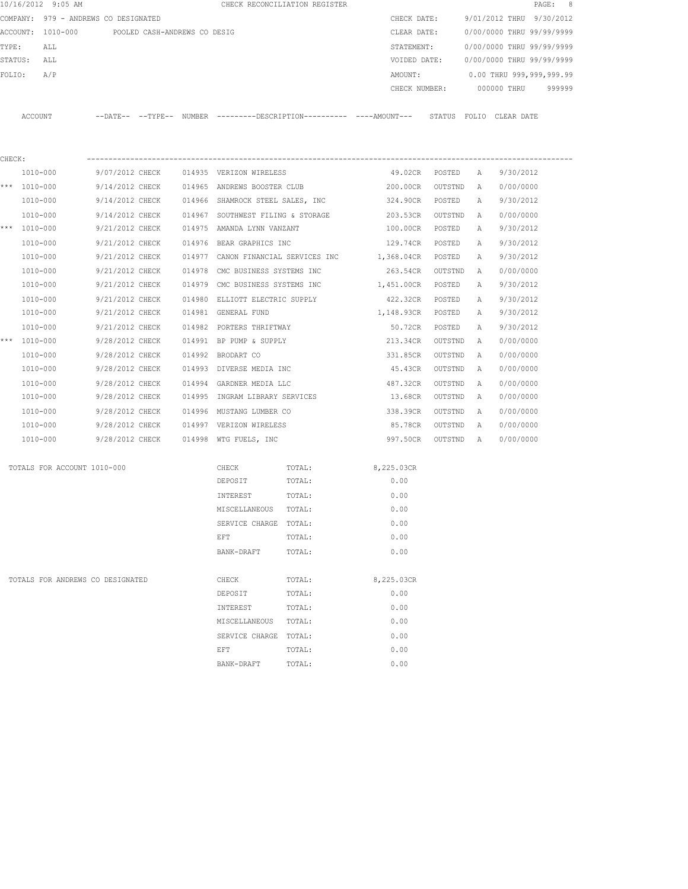10/16/2012 9:05 AM CHECK RECONCILIATION REGISTER

COMPANY: 979 - ANDREWS CO DESIGNATED
ACCOUNT: 1010-000 POOLED CASH-ANDREWS CO DESIG
TYPE: ALL
STATUS: ALL
FOLIO: A/P

CHECK DATE: 9/01/2012 THRU 9/30/2012
CLEAR DATE: 0/00/0000 THRU 99/99/9999
STATEMENT: 0/00/0000 THRU 99/99/9999
VOIDED DATE: 0/00/0000 THRU 99/99/9999
AMOUNT: 0.00 THRU 999,999,999.99
CHECK NUMBER: 000000 THRU 999999

CHECK:

| | ACCOUNT | DATE | TYPE | NUMBER | DESCRIPTION | AMOUNT | STATUS | FOLIO | CLEAR DATE |
|---|---|---|---|---|---|---|---|---|---|
| | 1010-000 | 9/07/2012 | CHECK | 014935 | VERIZON WIRELESS | 49.02CR | POSTED | A | 9/30/2012 |
| *** | 1010-000 | 9/14/2012 | CHECK | 014965 | ANDREWS BOOSTER CLUB | 200.00CR | OUTSTND | A | 0/00/0000 |
| | 1010-000 | 9/14/2012 | CHECK | 014966 | SHAMROCK STEEL SALES, INC | 324.90CR | POSTED | A | 9/30/2012 |
| | 1010-000 | 9/14/2012 | CHECK | 014967 | SOUTHWEST FILING & STORAGE | 203.53CR | OUTSTND | A | 0/00/0000 |
| *** | 1010-000 | 9/21/2012 | CHECK | 014975 | AMANDA LYNN VANZANT | 100.00CR | POSTED | A | 9/30/2012 |
| | 1010-000 | 9/21/2012 | CHECK | 014976 | BEAR GRAPHICS INC | 129.74CR | POSTED | A | 9/30/2012 |
| | 1010-000 | 9/21/2012 | CHECK | 014977 | CANON FINANCIAL SERVICES INC | 1,368.04CR | POSTED | A | 9/30/2012 |
| | 1010-000 | 9/21/2012 | CHECK | 014978 | CMC BUSINESS SYSTEMS INC | 263.54CR | OUTSTND | A | 0/00/0000 |
| | 1010-000 | 9/21/2012 | CHECK | 014979 | CMC BUSINESS SYSTEMS INC | 1,451.00CR | POSTED | A | 9/30/2012 |
| | 1010-000 | 9/21/2012 | CHECK | 014980 | ELLIOTT ELECTRIC SUPPLY | 422.32CR | POSTED | A | 9/30/2012 |
| | 1010-000 | 9/21/2012 | CHECK | 014981 | GENERAL FUND | 1,148.93CR | POSTED | A | 9/30/2012 |
| | 1010-000 | 9/21/2012 | CHECK | 014982 | PORTERS THRIFTWAY | 50.72CR | POSTED | A | 9/30/2012 |
| *** | 1010-000 | 9/28/2012 | CHECK | 014991 | BP PUMP & SUPPLY | 213.34CR | OUTSTND | A | 0/00/0000 |
| | 1010-000 | 9/28/2012 | CHECK | 014992 | BRODART CO | 331.85CR | OUTSTND | A | 0/00/0000 |
| | 1010-000 | 9/28/2012 | CHECK | 014993 | DIVERSE MEDIA INC | 45.43CR | OUTSTND | A | 0/00/0000 |
| | 1010-000 | 9/28/2012 | CHECK | 014994 | GARDNER MEDIA LLC | 487.32CR | OUTSTND | A | 0/00/0000 |
| | 1010-000 | 9/28/2012 | CHECK | 014995 | INGRAM LIBRARY SERVICES | 13.68CR | OUTSTND | A | 0/00/0000 |
| | 1010-000 | 9/28/2012 | CHECK | 014996 | MUSTANG LUMBER CO | 338.39CR | OUTSTND | A | 0/00/0000 |
| | 1010-000 | 9/28/2012 | CHECK | 014997 | VERIZON WIRELESS | 85.78CR | OUTSTND | A | 0/00/0000 |
| | 1010-000 | 9/28/2012 | CHECK | 014998 | WTG FUELS, INC | 997.50CR | OUTSTND | A | 0/00/0000 |

| TOTALS FOR ACCOUNT 1010-000 | | |
|---|---|---|
| CHECK | TOTAL: | 8,225.03CR |
| DEPOSIT | TOTAL: | 0.00 |
| INTEREST | TOTAL: | 0.00 |
| MISCELLANEOUS | TOTAL: | 0.00 |
| SERVICE CHARGE | TOTAL: | 0.00 |
| EFT | TOTAL: | 0.00 |
| BANK-DRAFT | TOTAL: | 0.00 |

| TOTALS FOR ANDREWS CO DESIGNATED | | |
|---|---|---|
| CHECK | TOTAL: | 8,225.03CR |
| DEPOSIT | TOTAL: | 0.00 |
| INTEREST | TOTAL: | 0.00 |
| MISCELLANEOUS | TOTAL: | 0.00 |
| SERVICE CHARGE | TOTAL: | 0.00 |
| EFT | TOTAL: | 0.00 |
| BANK-DRAFT | TOTAL: | 0.00 |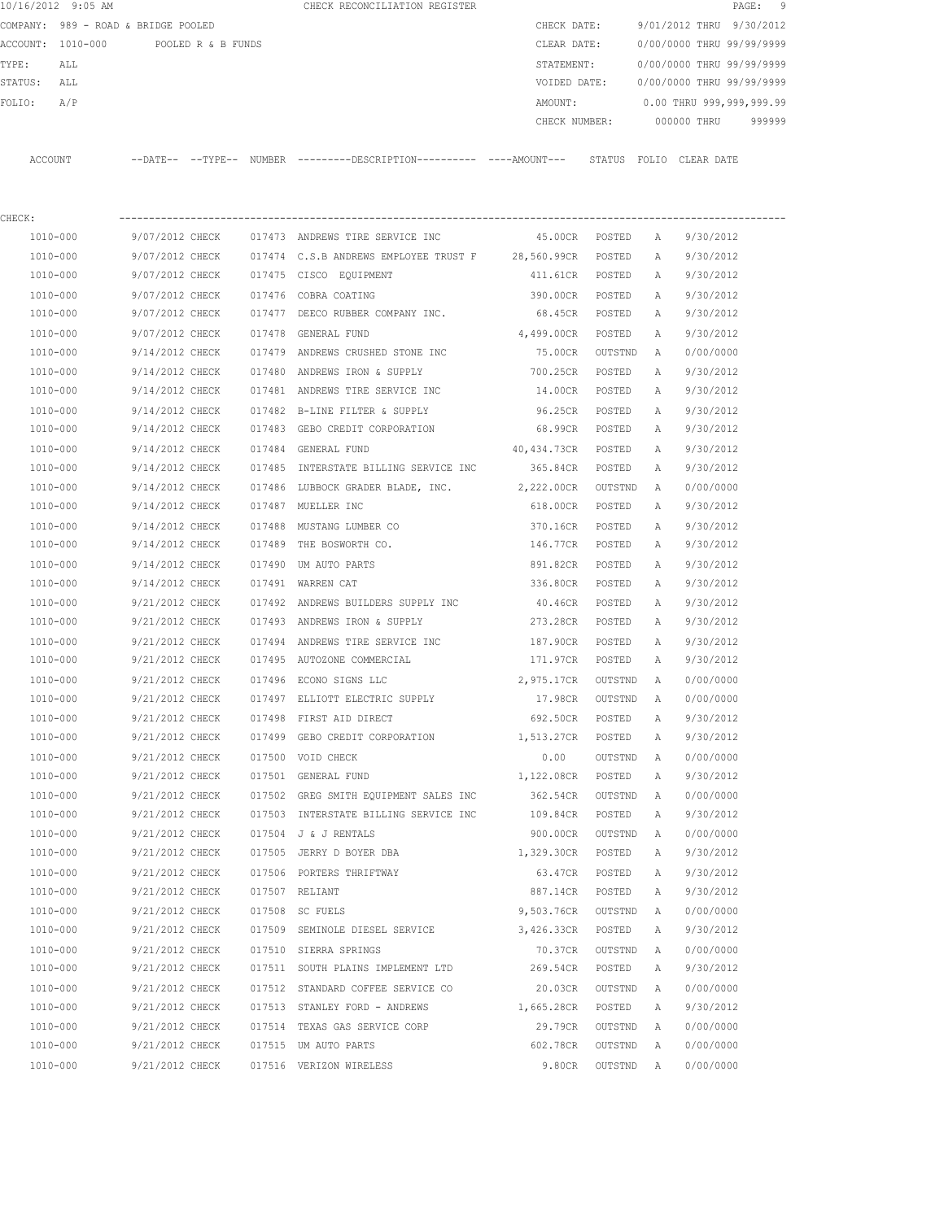10/16/2012 9:05 AM CHECK RECONCILIATION REGISTER

COMPANY: 989 - ROAD & BRIDGE POOLED
ACCOUNT: 1010-000 POOLED R & B FUNDS
TYPE: ALL
STATUS: ALL
FOLIO: A/P

CHECK DATE: 9/01/2012 THRU 9/30/2012
CLEAR DATE: 0/00/0000 THRU 99/99/9999
STATEMENT: 0/00/0000 THRU 99/99/9999
VOIDED DATE: 0/00/0000 THRU 99/99/9999
AMOUNT: 0.00 THRU 999,999,999.99
CHECK NUMBER: 000000 THRU 999999

CHECK:

| ACCOUNT | --DATE-- | --TYPE-- | NUMBER | ---------DESCRIPTION---------- | ----AMOUNT--- | STATUS | FOLIO | CLEAR DATE |
|---|---|---|---|---|---|---|---|---|
| 1010-000 | 9/07/2012 | CHECK | 017473 | ANDREWS TIRE SERVICE INC | 45.00CR | POSTED | A | 9/30/2012 |
| 1010-000 | 9/07/2012 | CHECK | 017474 | C.S.B ANDREWS EMPLOYEE TRUST F | 28,560.99CR | POSTED | A | 9/30/2012 |
| 1010-000 | 9/07/2012 | CHECK | 017475 | CISCO EQUIPMENT | 411.61CR | POSTED | A | 9/30/2012 |
| 1010-000 | 9/07/2012 | CHECK | 017476 | COBRA COATING | 390.00CR | POSTED | A | 9/30/2012 |
| 1010-000 | 9/07/2012 | CHECK | 017477 | DEECO RUBBER COMPANY INC. | 68.45CR | POSTED | A | 9/30/2012 |
| 1010-000 | 9/07/2012 | CHECK | 017478 | GENERAL FUND | 4,499.00CR | POSTED | A | 9/30/2012 |
| 1010-000 | 9/14/2012 | CHECK | 017479 | ANDREWS CRUSHED STONE INC | 75.00CR | OUTSTND | A | 0/00/0000 |
| 1010-000 | 9/14/2012 | CHECK | 017480 | ANDREWS IRON & SUPPLY | 700.25CR | POSTED | A | 9/30/2012 |
| 1010-000 | 9/14/2012 | CHECK | 017481 | ANDREWS TIRE SERVICE INC | 14.00CR | POSTED | A | 9/30/2012 |
| 1010-000 | 9/14/2012 | CHECK | 017482 | B-LINE FILTER & SUPPLY | 96.25CR | POSTED | A | 9/30/2012 |
| 1010-000 | 9/14/2012 | CHECK | 017483 | GEBO CREDIT CORPORATION | 68.99CR | POSTED | A | 9/30/2012 |
| 1010-000 | 9/14/2012 | CHECK | 017484 | GENERAL FUND | 40,434.73CR | POSTED | A | 9/30/2012 |
| 1010-000 | 9/14/2012 | CHECK | 017485 | INTERSTATE BILLING SERVICE INC | 365.84CR | POSTED | A | 9/30/2012 |
| 1010-000 | 9/14/2012 | CHECK | 017486 | LUBBOCK GRADER BLADE, INC. | 2,222.00CR | OUTSTND | A | 0/00/0000 |
| 1010-000 | 9/14/2012 | CHECK | 017487 | MUELLER INC | 618.00CR | POSTED | A | 9/30/2012 |
| 1010-000 | 9/14/2012 | CHECK | 017488 | MUSTANG LUMBER CO | 370.16CR | POSTED | A | 9/30/2012 |
| 1010-000 | 9/14/2012 | CHECK | 017489 | THE BOSWORTH CO. | 146.77CR | POSTED | A | 9/30/2012 |
| 1010-000 | 9/14/2012 | CHECK | 017490 | UM AUTO PARTS | 891.82CR | POSTED | A | 9/30/2012 |
| 1010-000 | 9/14/2012 | CHECK | 017491 | WARREN CAT | 336.80CR | POSTED | A | 9/30/2012 |
| 1010-000 | 9/21/2012 | CHECK | 017492 | ANDREWS BUILDERS SUPPLY INC | 40.46CR | POSTED | A | 9/30/2012 |
| 1010-000 | 9/21/2012 | CHECK | 017493 | ANDREWS IRON & SUPPLY | 273.28CR | POSTED | A | 9/30/2012 |
| 1010-000 | 9/21/2012 | CHECK | 017494 | ANDREWS TIRE SERVICE INC | 187.90CR | POSTED | A | 9/30/2012 |
| 1010-000 | 9/21/2012 | CHECK | 017495 | AUTOZONE COMMERCIAL | 171.97CR | POSTED | A | 9/30/2012 |
| 1010-000 | 9/21/2012 | CHECK | 017496 | ECONO SIGNS LLC | 2,975.17CR | OUTSTND | A | 0/00/0000 |
| 1010-000 | 9/21/2012 | CHECK | 017497 | ELLIOTT ELECTRIC SUPPLY | 17.98CR | OUTSTND | A | 0/00/0000 |
| 1010-000 | 9/21/2012 | CHECK | 017498 | FIRST AID DIRECT | 692.50CR | POSTED | A | 9/30/2012 |
| 1010-000 | 9/21/2012 | CHECK | 017499 | GEBO CREDIT CORPORATION | 1,513.27CR | POSTED | A | 9/30/2012 |
| 1010-000 | 9/21/2012 | CHECK | 017500 | VOID CHECK | 0.00 | OUTSTND | A | 0/00/0000 |
| 1010-000 | 9/21/2012 | CHECK | 017501 | GENERAL FUND | 1,122.08CR | POSTED | A | 9/30/2012 |
| 1010-000 | 9/21/2012 | CHECK | 017502 | GREG SMITH EQUIPMENT SALES INC | 362.54CR | OUTSTND | A | 0/00/0000 |
| 1010-000 | 9/21/2012 | CHECK | 017503 | INTERSTATE BILLING SERVICE INC | 109.84CR | POSTED | A | 9/30/2012 |
| 1010-000 | 9/21/2012 | CHECK | 017504 | J & J RENTALS | 900.00CR | OUTSTND | A | 0/00/0000 |
| 1010-000 | 9/21/2012 | CHECK | 017505 | JERRY D BOYER DBA | 1,329.30CR | POSTED | A | 9/30/2012 |
| 1010-000 | 9/21/2012 | CHECK | 017506 | PORTERS THRIFTWAY | 63.47CR | POSTED | A | 9/30/2012 |
| 1010-000 | 9/21/2012 | CHECK | 017507 | RELIANT | 887.14CR | POSTED | A | 9/30/2012 |
| 1010-000 | 9/21/2012 | CHECK | 017508 | SC FUELS | 9,503.76CR | OUTSTND | A | 0/00/0000 |
| 1010-000 | 9/21/2012 | CHECK | 017509 | SEMINOLE DIESEL SERVICE | 3,426.33CR | POSTED | A | 9/30/2012 |
| 1010-000 | 9/21/2012 | CHECK | 017510 | SIERRA SPRINGS | 70.37CR | OUTSTND | A | 0/00/0000 |
| 1010-000 | 9/21/2012 | CHECK | 017511 | SOUTH PLAINS IMPLEMENT LTD | 269.54CR | POSTED | A | 9/30/2012 |
| 1010-000 | 9/21/2012 | CHECK | 017512 | STANDARD COFFEE SERVICE CO | 20.03CR | OUTSTND | A | 0/00/0000 |
| 1010-000 | 9/21/2012 | CHECK | 017513 | STANLEY FORD - ANDREWS | 1,665.28CR | POSTED | A | 9/30/2012 |
| 1010-000 | 9/21/2012 | CHECK | 017514 | TEXAS GAS SERVICE CORP | 29.79CR | OUTSTND | A | 0/00/0000 |
| 1010-000 | 9/21/2012 | CHECK | 017515 | UM AUTO PARTS | 602.78CR | OUTSTND | A | 0/00/0000 |
| 1010-000 | 9/21/2012 | CHECK | 017516 | VERIZON WIRELESS | 9.80CR | OUTSTND | A | 0/00/0000 |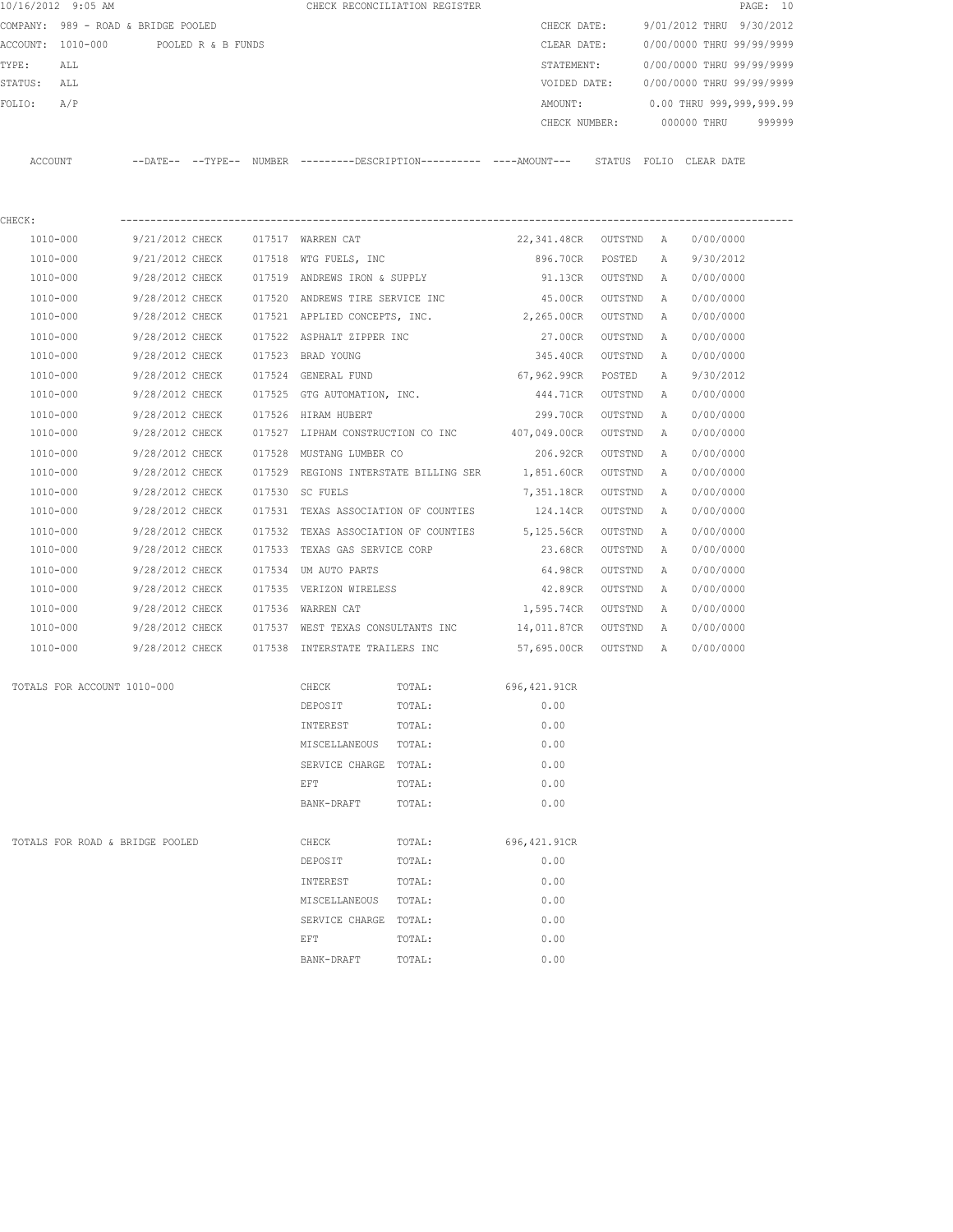10/16/2012 9:05 AM CHECK RECONCILIATION REGISTER

COMPANY: 989 - ROAD & BRIDGE POOLED
ACCOUNT: 1010-000 POOLED R & B FUNDS
TYPE: ALL
STATUS: ALL
FOLIO: A/P

CHECK DATE: 9/01/2012 THRU 9/30/2012
CLEAR DATE: 0/00/0000 THRU 99/99/9999
STATEMENT: 0/00/0000 THRU 99/99/9999
VOIDED DATE: 0/00/0000 THRU 99/99/9999
AMOUNT: 0.00 THRU 999,999,999.99
CHECK NUMBER: 000000 THRU 999999

CHECK:

| ACCOUNT | DATE | TYPE | NUMBER | DESCRIPTION | AMOUNT | STATUS | FOLIO | CLEAR DATE |
|---|---|---|---|---|---|---|---|---|
| 1010-000 | 9/21/2012 | CHECK | 017517 | WARREN CAT | 22,341.48CR | OUTSTND | A | 0/00/0000 |
| 1010-000 | 9/21/2012 | CHECK | 017518 | WTG FUELS, INC | 896.70CR | POSTED | A | 9/30/2012 |
| 1010-000 | 9/28/2012 | CHECK | 017519 | ANDREWS IRON & SUPPLY | 91.13CR | OUTSTND | A | 0/00/0000 |
| 1010-000 | 9/28/2012 | CHECK | 017520 | ANDREWS TIRE SERVICE INC | 45.00CR | OUTSTND | A | 0/00/0000 |
| 1010-000 | 9/28/2012 | CHECK | 017521 | APPLIED CONCEPTS, INC. | 2,265.00CR | OUTSTND | A | 0/00/0000 |
| 1010-000 | 9/28/2012 | CHECK | 017522 | ASPHALT ZIPPER INC | 27.00CR | OUTSTND | A | 0/00/0000 |
| 1010-000 | 9/28/2012 | CHECK | 017523 | BRAD YOUNG | 345.40CR | OUTSTND | A | 0/00/0000 |
| 1010-000 | 9/28/2012 | CHECK | 017524 | GENERAL FUND | 67,962.99CR | POSTED | A | 9/30/2012 |
| 1010-000 | 9/28/2012 | CHECK | 017525 | GTG AUTOMATION, INC. | 444.71CR | OUTSTND | A | 0/00/0000 |
| 1010-000 | 9/28/2012 | CHECK | 017526 | HIRAM HUBERT | 299.70CR | OUTSTND | A | 0/00/0000 |
| 1010-000 | 9/28/2012 | CHECK | 017527 | LIPHAM CONSTRUCTION CO INC | 407,049.00CR | OUTSTND | A | 0/00/0000 |
| 1010-000 | 9/28/2012 | CHECK | 017528 | MUSTANG LUMBER CO | 206.92CR | OUTSTND | A | 0/00/0000 |
| 1010-000 | 9/28/2012 | CHECK | 017529 | REGIONS INTERSTATE BILLING SER | 1,851.60CR | OUTSTND | A | 0/00/0000 |
| 1010-000 | 9/28/2012 | CHECK | 017530 | SC FUELS | 7,351.18CR | OUTSTND | A | 0/00/0000 |
| 1010-000 | 9/28/2012 | CHECK | 017531 | TEXAS ASSOCIATION OF COUNTIES | 124.14CR | OUTSTND | A | 0/00/0000 |
| 1010-000 | 9/28/2012 | CHECK | 017532 | TEXAS ASSOCIATION OF COUNTIES | 5,125.56CR | OUTSTND | A | 0/00/0000 |
| 1010-000 | 9/28/2012 | CHECK | 017533 | TEXAS GAS SERVICE CORP | 23.68CR | OUTSTND | A | 0/00/0000 |
| 1010-000 | 9/28/2012 | CHECK | 017534 | UM AUTO PARTS | 64.98CR | OUTSTND | A | 0/00/0000 |
| 1010-000 | 9/28/2012 | CHECK | 017535 | VERIZON WIRELESS | 42.89CR | OUTSTND | A | 0/00/0000 |
| 1010-000 | 9/28/2012 | CHECK | 017536 | WARREN CAT | 1,595.74CR | OUTSTND | A | 0/00/0000 |
| 1010-000 | 9/28/2012 | CHECK | 017537 | WEST TEXAS CONSULTANTS INC | 14,011.87CR | OUTSTND | A | 0/00/0000 |
| 1010-000 | 9/28/2012 | CHECK | 017538 | INTERSTATE TRAILERS INC | 57,695.00CR | OUTSTND | A | 0/00/0000 |

TOTALS FOR ACCOUNT 1010-000

| TYPE | | AMOUNT |
|---|---|---|
| CHECK | TOTAL: | 696,421.91CR |
| DEPOSIT | TOTAL: | 0.00 |
| INTEREST | TOTAL: | 0.00 |
| MISCELLANEOUS | TOTAL: | 0.00 |
| SERVICE CHARGE | TOTAL: | 0.00 |
| EFT | TOTAL: | 0.00 |
| BANK-DRAFT | TOTAL: | 0.00 |

TOTALS FOR ROAD & BRIDGE POOLED

| TYPE | | AMOUNT |
|---|---|---|
| CHECK | TOTAL: | 696,421.91CR |
| DEPOSIT | TOTAL: | 0.00 |
| INTEREST | TOTAL: | 0.00 |
| MISCELLANEOUS | TOTAL: | 0.00 |
| SERVICE CHARGE | TOTAL: | 0.00 |
| EFT | TOTAL: | 0.00 |
| BANK-DRAFT | TOTAL: | 0.00 |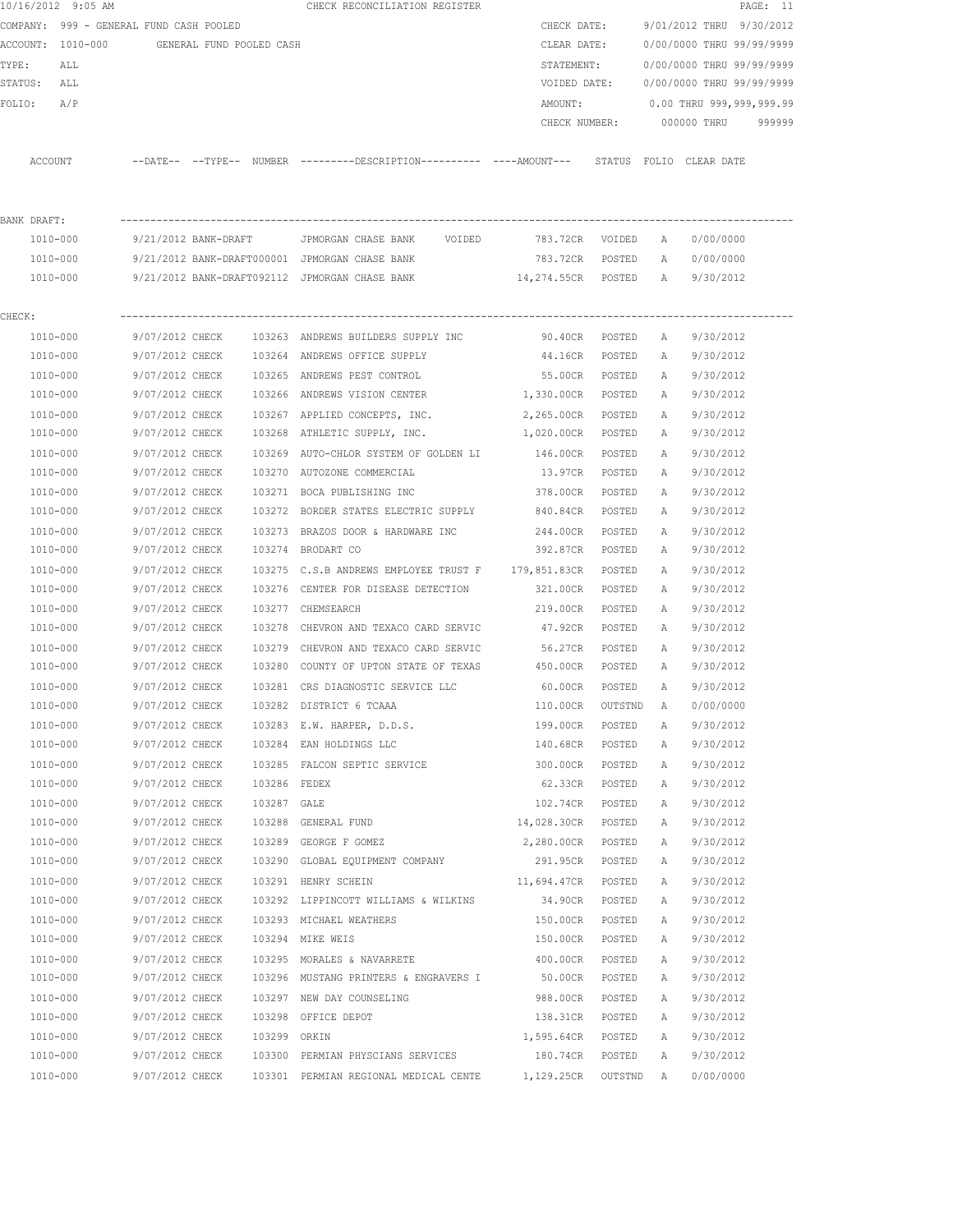10/16/2012 9:05 AM CHECK RECONCILIATION REGISTER

COMPANY: 999 - GENERAL FUND CASH POOLED
ACCOUNT: 1010-000 GENERAL FUND POOLED CASH
TYPE: ALL
STATUS: ALL
FOLIO: A/P

CHECK DATE: 9/01/2012 THRU 9/30/2012
CLEAR DATE: 0/00/0000 THRU 99/99/9999
STATEMENT: 0/00/0000 THRU 99/99/9999
VOIDED DATE: 0/00/0000 THRU 99/99/9999
AMOUNT: 0.00 THRU 999,999,999.99
CHECK NUMBER: 000000 THRU 999999

| ACCOUNT | --DATE-- | --TYPE-- | NUMBER | ---------DESCRIPTION---------- | ----AMOUNT--- | STATUS | FOLIO | CLEAR DATE |
|---|---|---|---|---|---|---|---|---|
| **BANK DRAFT:** | | | | | | | | |
| 1010-000 | 9/21/2012 | BANK-DRAFT | | JPMORGAN CHASE BANK VOIDED | 783.72CR | VOIDED | A | 0/00/0000 |
| 1010-000 | 9/21/2012 | BANK-DRAFT | 000001 | JPMORGAN CHASE BANK | 783.72CR | POSTED | A | 0/00/0000 |
| 1010-000 | 9/21/2012 | BANK-DRAFT | 092112 | JPMORGAN CHASE BANK | 14,274.55CR | POSTED | A | 9/30/2012 |
| **CHECK:** | | | | | | | | |
| 1010-000 | 9/07/2012 | CHECK | 103263 | ANDREWS BUILDERS SUPPLY INC | 90.40CR | POSTED | A | 9/30/2012 |
| 1010-000 | 9/07/2012 | CHECK | 103264 | ANDREWS OFFICE SUPPLY | 44.16CR | POSTED | A | 9/30/2012 |
| 1010-000 | 9/07/2012 | CHECK | 103265 | ANDREWS PEST CONTROL | 55.00CR | POSTED | A | 9/30/2012 |
| 1010-000 | 9/07/2012 | CHECK | 103266 | ANDREWS VISION CENTER | 1,330.00CR | POSTED | A | 9/30/2012 |
| 1010-000 | 9/07/2012 | CHECK | 103267 | APPLIED CONCEPTS, INC. | 2,265.00CR | POSTED | A | 9/30/2012 |
| 1010-000 | 9/07/2012 | CHECK | 103268 | ATHLETIC SUPPLY, INC. | 1,020.00CR | POSTED | A | 9/30/2012 |
| 1010-000 | 9/07/2012 | CHECK | 103269 | AUTO-CHLOR SYSTEM OF GOLDEN LI | 146.00CR | POSTED | A | 9/30/2012 |
| 1010-000 | 9/07/2012 | CHECK | 103270 | AUTOZONE COMMERCIAL | 13.97CR | POSTED | A | 9/30/2012 |
| 1010-000 | 9/07/2012 | CHECK | 103271 | BOCA PUBLISHING INC | 378.00CR | POSTED | A | 9/30/2012 |
| 1010-000 | 9/07/2012 | CHECK | 103272 | BORDER STATES ELECTRIC SUPPLY | 840.84CR | POSTED | A | 9/30/2012 |
| 1010-000 | 9/07/2012 | CHECK | 103273 | BRAZOS DOOR & HARDWARE INC | 244.00CR | POSTED | A | 9/30/2012 |
| 1010-000 | 9/07/2012 | CHECK | 103274 | BRODART CO | 392.87CR | POSTED | A | 9/30/2012 |
| 1010-000 | 9/07/2012 | CHECK | 103275 | C.S.B ANDREWS EMPLOYEE TRUST F | 179,851.83CR | POSTED | A | 9/30/2012 |
| 1010-000 | 9/07/2012 | CHECK | 103276 | CENTER FOR DISEASE DETECTION | 321.00CR | POSTED | A | 9/30/2012 |
| 1010-000 | 9/07/2012 | CHECK | 103277 | CHEMSEARCH | 219.00CR | POSTED | A | 9/30/2012 |
| 1010-000 | 9/07/2012 | CHECK | 103278 | CHEVRON AND TEXACO CARD SERVIC | 47.92CR | POSTED | A | 9/30/2012 |
| 1010-000 | 9/07/2012 | CHECK | 103279 | CHEVRON AND TEXACO CARD SERVIC | 56.27CR | POSTED | A | 9/30/2012 |
| 1010-000 | 9/07/2012 | CHECK | 103280 | COUNTY OF UPTON STATE OF TEXAS | 450.00CR | POSTED | A | 9/30/2012 |
| 1010-000 | 9/07/2012 | CHECK | 103281 | CRS DIAGNOSTIC SERVICE LLC | 60.00CR | POSTED | A | 9/30/2012 |
| 1010-000 | 9/07/2012 | CHECK | 103282 | DISTRICT 6 TCAAA | 110.00CR | OUTSTND | A | 0/00/0000 |
| 1010-000 | 9/07/2012 | CHECK | 103283 | E.W. HARPER, D.D.S. | 199.00CR | POSTED | A | 9/30/2012 |
| 1010-000 | 9/07/2012 | CHECK | 103284 | EAN HOLDINGS LLC | 140.68CR | POSTED | A | 9/30/2012 |
| 1010-000 | 9/07/2012 | CHECK | 103285 | FALCON SEPTIC SERVICE | 300.00CR | POSTED | A | 9/30/2012 |
| 1010-000 | 9/07/2012 | CHECK | 103286 | FEDEX | 62.33CR | POSTED | A | 9/30/2012 |
| 1010-000 | 9/07/2012 | CHECK | 103287 | GALE | 102.74CR | POSTED | A | 9/30/2012 |
| 1010-000 | 9/07/2012 | CHECK | 103288 | GENERAL FUND | 14,028.30CR | POSTED | A | 9/30/2012 |
| 1010-000 | 9/07/2012 | CHECK | 103289 | GEORGE F GOMEZ | 2,280.00CR | POSTED | A | 9/30/2012 |
| 1010-000 | 9/07/2012 | CHECK | 103290 | GLOBAL EQUIPMENT COMPANY | 291.95CR | POSTED | A | 9/30/2012 |
| 1010-000 | 9/07/2012 | CHECK | 103291 | HENRY SCHEIN | 11,694.47CR | POSTED | A | 9/30/2012 |
| 1010-000 | 9/07/2012 | CHECK | 103292 | LIPPINCOTT WILLIAMS & WILKINS | 34.90CR | POSTED | A | 9/30/2012 |
| 1010-000 | 9/07/2012 | CHECK | 103293 | MICHAEL WEATHERS | 150.00CR | POSTED | A | 9/30/2012 |
| 1010-000 | 9/07/2012 | CHECK | 103294 | MIKE WEIS | 150.00CR | POSTED | A | 9/30/2012 |
| 1010-000 | 9/07/2012 | CHECK | 103295 | MORALES & NAVARRETE | 400.00CR | POSTED | A | 9/30/2012 |
| 1010-000 | 9/07/2012 | CHECK | 103296 | MUSTANG PRINTERS & ENGRAVERS I | 50.00CR | POSTED | A | 9/30/2012 |
| 1010-000 | 9/07/2012 | CHECK | 103297 | NEW DAY COUNSELING | 988.00CR | POSTED | A | 9/30/2012 |
| 1010-000 | 9/07/2012 | CHECK | 103298 | OFFICE DEPOT | 138.31CR | POSTED | A | 9/30/2012 |
| 1010-000 | 9/07/2012 | CHECK | 103299 | ORKIN | 1,595.64CR | POSTED | A | 9/30/2012 |
| 1010-000 | 9/07/2012 | CHECK | 103300 | PERMIAN PHYSCIANS SERVICES | 180.74CR | POSTED | A | 9/30/2012 |
| 1010-000 | 9/07/2012 | CHECK | 103301 | PERMIAN REGIONAL MEDICAL CENTE | 1,129.25CR | OUTSTND | A | 0/00/0000 |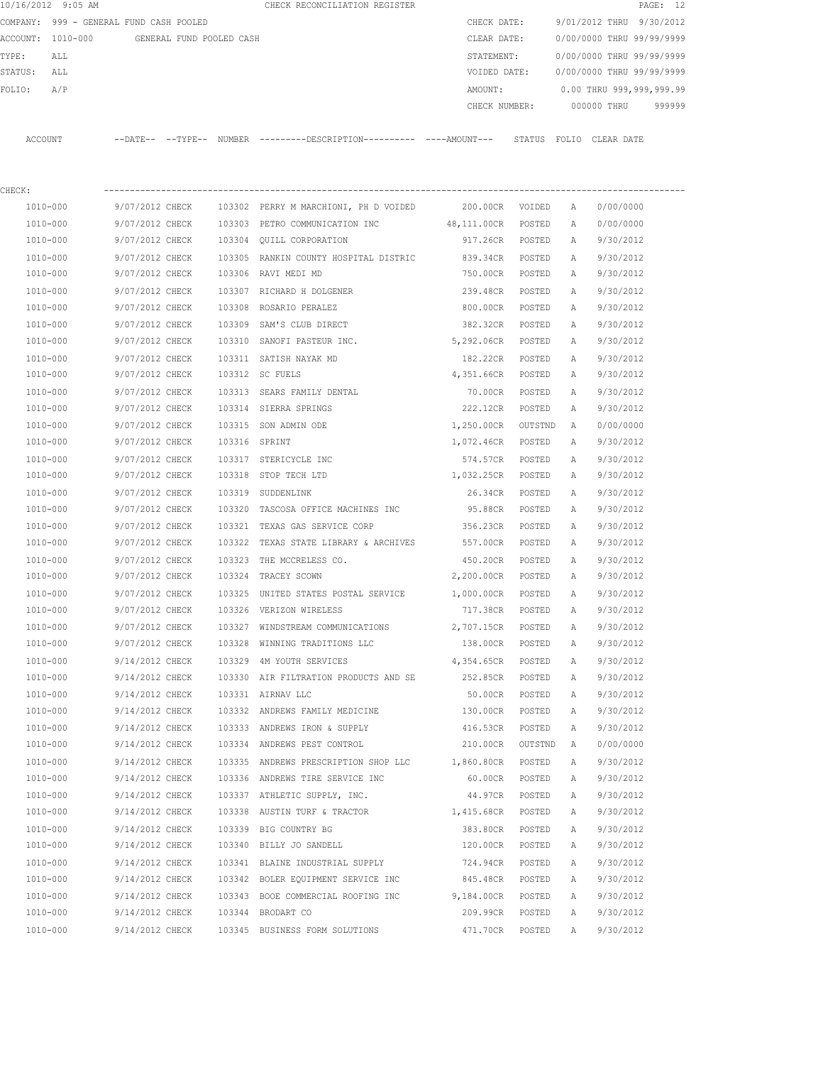10/16/2012 9:05 AM CHECK RECONCILIATION REGISTER

COMPANY: 999 - GENERAL FUND CASH POOLED
ACCOUNT: 1010-000 GENERAL FUND POOLED CASH
TYPE: ALL
STATUS: ALL
FOLIO: A/P

CHECK DATE: 9/01/2012 THRU 9/30/2012
CLEAR DATE: 0/00/0000 THRU 99/99/9999
STATEMENT: 0/00/0000 THRU 99/99/9999
VOIDED DATE: 0/00/0000 THRU 99/99/9999
AMOUNT: 0.00 THRU 999,999,999.99
CHECK NUMBER: 000000 THRU 999999

CHECK:

| ACCOUNT | --DATE-- | --TYPE-- | NUMBER | ---------DESCRIPTION---------- | ----AMOUNT--- | STATUS | FOLIO | CLEAR DATE |
|---|---|---|---|---|---|---|---|---|
| 1010-000 | 9/07/2012 | CHECK | 103302 | PERRY M MARCHIONI, PH D VOIDED | 200.00CR | VOIDED | A | 0/00/0000 |
| 1010-000 | 9/07/2012 | CHECK | 103303 | PETRO COMMUNICATION INC | 48,111.00CR | POSTED | A | 0/00/0000 |
| 1010-000 | 9/07/2012 | CHECK | 103304 | QUILL CORPORATION | 917.26CR | POSTED | A | 9/30/2012 |
| 1010-000 | 9/07/2012 | CHECK | 103305 | RANKIN COUNTY HOSPITAL DISTRIC | 839.34CR | POSTED | A | 9/30/2012 |
| 1010-000 | 9/07/2012 | CHECK | 103306 | RAVI MEDI MD | 750.00CR | POSTED | A | 9/30/2012 |
| 1010-000 | 9/07/2012 | CHECK | 103307 | RICHARD H DOLGENER | 239.48CR | POSTED | A | 9/30/2012 |
| 1010-000 | 9/07/2012 | CHECK | 103308 | ROSARIO PERALEZ | 800.00CR | POSTED | A | 9/30/2012 |
| 1010-000 | 9/07/2012 | CHECK | 103309 | SAM'S CLUB DIRECT | 382.32CR | POSTED | A | 9/30/2012 |
| 1010-000 | 9/07/2012 | CHECK | 103310 | SANOFI PASTEUR INC. | 5,292.06CR | POSTED | A | 9/30/2012 |
| 1010-000 | 9/07/2012 | CHECK | 103311 | SATISH NAYAK MD | 182.22CR | POSTED | A | 9/30/2012 |
| 1010-000 | 9/07/2012 | CHECK | 103312 | SC FUELS | 4,351.66CR | POSTED | A | 9/30/2012 |
| 1010-000 | 9/07/2012 | CHECK | 103313 | SEARS FAMILY DENTAL | 70.00CR | POSTED | A | 9/30/2012 |
| 1010-000 | 9/07/2012 | CHECK | 103314 | SIERRA SPRINGS | 222.12CR | POSTED | A | 9/30/2012 |
| 1010-000 | 9/07/2012 | CHECK | 103315 | SON ADMIN ODE | 1,250.00CR | OUTSTND | A | 0/00/0000 |
| 1010-000 | 9/07/2012 | CHECK | 103316 | SPRINT | 1,072.46CR | POSTED | A | 9/30/2012 |
| 1010-000 | 9/07/2012 | CHECK | 103317 | STERICYCLE INC | 574.57CR | POSTED | A | 9/30/2012 |
| 1010-000 | 9/07/2012 | CHECK | 103318 | STOP TECH LTD | 1,032.25CR | POSTED | A | 9/30/2012 |
| 1010-000 | 9/07/2012 | CHECK | 103319 | SUDDENLINK | 26.34CR | POSTED | A | 9/30/2012 |
| 1010-000 | 9/07/2012 | CHECK | 103320 | TASCOSA OFFICE MACHINES INC | 95.88CR | POSTED | A | 9/30/2012 |
| 1010-000 | 9/07/2012 | CHECK | 103321 | TEXAS GAS SERVICE CORP | 356.23CR | POSTED | A | 9/30/2012 |
| 1010-000 | 9/07/2012 | CHECK | 103322 | TEXAS STATE LIBRARY & ARCHIVES | 557.00CR | POSTED | A | 9/30/2012 |
| 1010-000 | 9/07/2012 | CHECK | 103323 | THE MCCRELESS CO. | 450.20CR | POSTED | A | 9/30/2012 |
| 1010-000 | 9/07/2012 | CHECK | 103324 | TRACEY SCOWN | 2,200.00CR | POSTED | A | 9/30/2012 |
| 1010-000 | 9/07/2012 | CHECK | 103325 | UNITED STATES POSTAL SERVICE | 1,000.00CR | POSTED | A | 9/30/2012 |
| 1010-000 | 9/07/2012 | CHECK | 103326 | VERIZON WIRELESS | 717.38CR | POSTED | A | 9/30/2012 |
| 1010-000 | 9/07/2012 | CHECK | 103327 | WINDSTREAM COMMUNICATIONS | 2,707.15CR | POSTED | A | 9/30/2012 |
| 1010-000 | 9/07/2012 | CHECK | 103328 | WINNING TRADITIONS LLC | 138.00CR | POSTED | A | 9/30/2012 |
| 1010-000 | 9/14/2012 | CHECK | 103329 | 4M YOUTH SERVICES | 4,354.65CR | POSTED | A | 9/30/2012 |
| 1010-000 | 9/14/2012 | CHECK | 103330 | AIR FILTRATION PRODUCTS AND SE | 252.85CR | POSTED | A | 9/30/2012 |
| 1010-000 | 9/14/2012 | CHECK | 103331 | AIRNAV LLC | 50.00CR | POSTED | A | 9/30/2012 |
| 1010-000 | 9/14/2012 | CHECK | 103332 | ANDREWS FAMILY MEDICINE | 130.00CR | POSTED | A | 9/30/2012 |
| 1010-000 | 9/14/2012 | CHECK | 103333 | ANDREWS IRON & SUPPLY | 416.53CR | POSTED | A | 9/30/2012 |
| 1010-000 | 9/14/2012 | CHECK | 103334 | ANDREWS PEST CONTROL | 210.00CR | OUTSTND | A | 0/00/0000 |
| 1010-000 | 9/14/2012 | CHECK | 103335 | ANDREWS PRESCRIPTION SHOP LLC | 1,860.80CR | POSTED | A | 9/30/2012 |
| 1010-000 | 9/14/2012 | CHECK | 103336 | ANDREWS TIRE SERVICE INC | 60.00CR | POSTED | A | 9/30/2012 |
| 1010-000 | 9/14/2012 | CHECK | 103337 | ATHLETIC SUPPLY, INC. | 44.97CR | POSTED | A | 9/30/2012 |
| 1010-000 | 9/14/2012 | CHECK | 103338 | AUSTIN TURF & TRACTOR | 1,415.68CR | POSTED | A | 9/30/2012 |
| 1010-000 | 9/14/2012 | CHECK | 103339 | BIG COUNTRY BG | 383.80CR | POSTED | A | 9/30/2012 |
| 1010-000 | 9/14/2012 | CHECK | 103340 | BILLY JO SANDELL | 120.00CR | POSTED | A | 9/30/2012 |
| 1010-000 | 9/14/2012 | CHECK | 103341 | BLAINE INDUSTRIAL SUPPLY | 724.94CR | POSTED | A | 9/30/2012 |
| 1010-000 | 9/14/2012 | CHECK | 103342 | BOLER EQUIPMENT SERVICE INC | 845.48CR | POSTED | A | 9/30/2012 |
| 1010-000 | 9/14/2012 | CHECK | 103343 | BOOE COMMERCIAL ROOFING INC | 9,184.00CR | POSTED | A | 9/30/2012 |
| 1010-000 | 9/14/2012 | CHECK | 103344 | BRODART CO | 209.99CR | POSTED | A | 9/30/2012 |
| 1010-000 | 9/14/2012 | CHECK | 103345 | BUSINESS FORM SOLUTIONS | 471.70CR | POSTED | A | 9/30/2012 |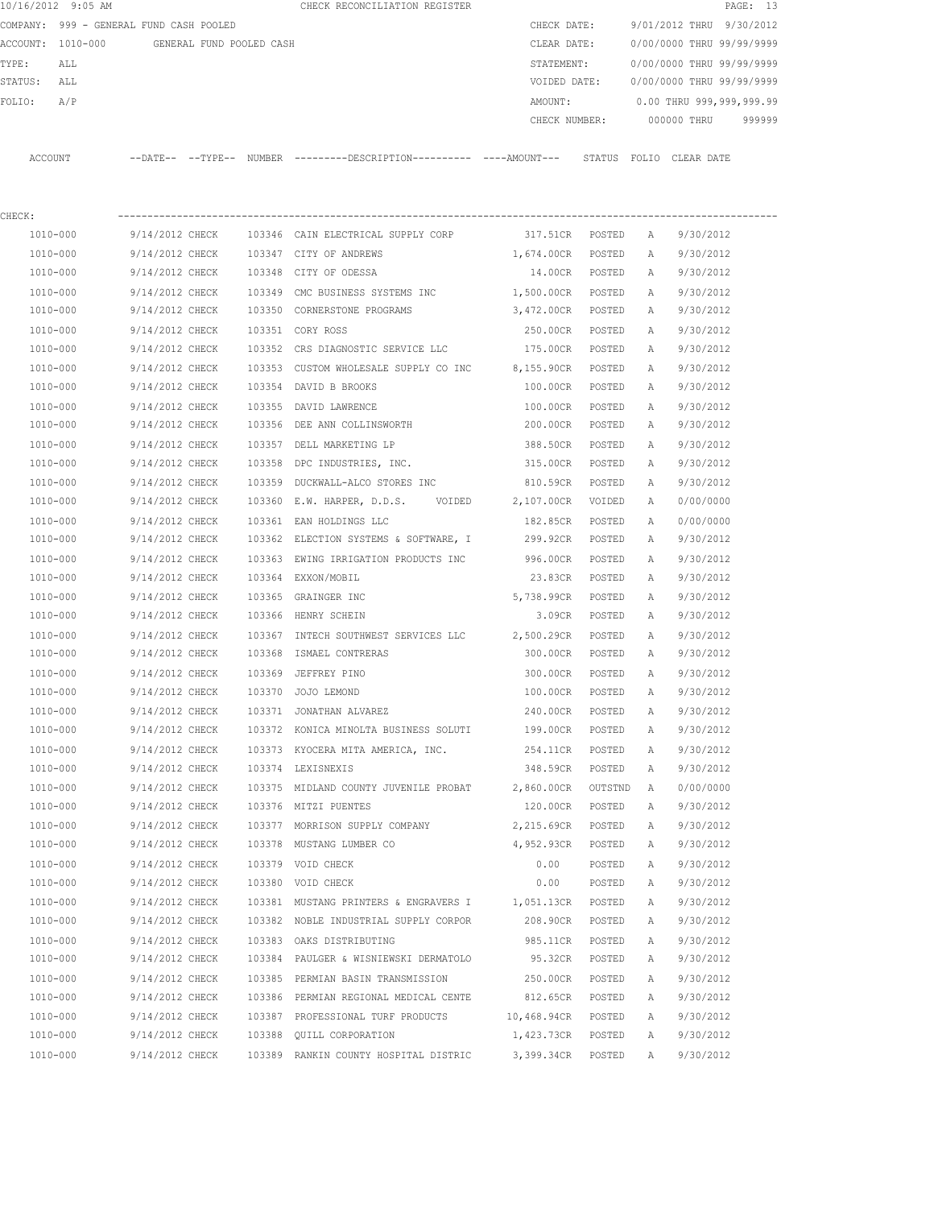10/16/2012 9:05 AM CHECK RECONCILIATION REGISTER

COMPANY: 999 - GENERAL FUND CASH POOLED
ACCOUNT: 1010-000 GENERAL FUND POOLED CASH
TYPE: ALL
STATUS: ALL
FOLIO: A/P

CHECK DATE: 9/01/2012 THRU 9/30/2012
CLEAR DATE: 0/00/0000 THRU 99/99/9999
STATEMENT: 0/00/0000 THRU 99/99/9999
VOIDED DATE: 0/00/0000 THRU 99/99/9999
AMOUNT: 0.00 THRU 999,999,999.99
CHECK NUMBER: 000000 THRU 999999

CHECK:

| ACCOUNT | --DATE-- | --TYPE-- | NUMBER | ---------DESCRIPTION---------- | ----AMOUNT--- | STATUS | FOLIO | CLEAR DATE |
|---|---|---|---|---|---|---|---|---|
| 1010-000 | 9/14/2012 | CHECK | 103346 | CAIN ELECTRICAL SUPPLY CORP | 317.51CR | POSTED | A | 9/30/2012 |
| 1010-000 | 9/14/2012 | CHECK | 103347 | CITY OF ANDREWS | 1,674.00CR | POSTED | A | 9/30/2012 |
| 1010-000 | 9/14/2012 | CHECK | 103348 | CITY OF ODESSA | 14.00CR | POSTED | A | 9/30/2012 |
| 1010-000 | 9/14/2012 | CHECK | 103349 | CMC BUSINESS SYSTEMS INC | 1,500.00CR | POSTED | A | 9/30/2012 |
| 1010-000 | 9/14/2012 | CHECK | 103350 | CORNERSTONE PROGRAMS | 3,472.00CR | POSTED | A | 9/30/2012 |
| 1010-000 | 9/14/2012 | CHECK | 103351 | CORY ROSS | 250.00CR | POSTED | A | 9/30/2012 |
| 1010-000 | 9/14/2012 | CHECK | 103352 | CRS DIAGNOSTIC SERVICE LLC | 175.00CR | POSTED | A | 9/30/2012 |
| 1010-000 | 9/14/2012 | CHECK | 103353 | CUSTOM WHOLESALE SUPPLY CO INC | 8,155.90CR | POSTED | A | 9/30/2012 |
| 1010-000 | 9/14/2012 | CHECK | 103354 | DAVID B BROOKS | 100.00CR | POSTED | A | 9/30/2012 |
| 1010-000 | 9/14/2012 | CHECK | 103355 | DAVID LAWRENCE | 100.00CR | POSTED | A | 9/30/2012 |
| 1010-000 | 9/14/2012 | CHECK | 103356 | DEE ANN COLLINSWORTH | 200.00CR | POSTED | A | 9/30/2012 |
| 1010-000 | 9/14/2012 | CHECK | 103357 | DELL MARKETING LP | 388.50CR | POSTED | A | 9/30/2012 |
| 1010-000 | 9/14/2012 | CHECK | 103358 | DPC INDUSTRIES, INC. | 315.00CR | POSTED | A | 9/30/2012 |
| 1010-000 | 9/14/2012 | CHECK | 103359 | DUCKWALL-ALCO STORES INC | 810.59CR | POSTED | A | 9/30/2012 |
| 1010-000 | 9/14/2012 | CHECK | 103360 | E.W. HARPER, D.D.S. VOIDED | 2,107.00CR | VOIDED | A | 0/00/0000 |
| 1010-000 | 9/14/2012 | CHECK | 103361 | EAN HOLDINGS LLC | 182.85CR | POSTED | A | 0/00/0000 |
| 1010-000 | 9/14/2012 | CHECK | 103362 | ELECTION SYSTEMS & SOFTWARE, I | 299.92CR | POSTED | A | 9/30/2012 |
| 1010-000 | 9/14/2012 | CHECK | 103363 | EWING IRRIGATION PRODUCTS INC | 996.00CR | POSTED | A | 9/30/2012 |
| 1010-000 | 9/14/2012 | CHECK | 103364 | EXXON/MOBIL | 23.83CR | POSTED | A | 9/30/2012 |
| 1010-000 | 9/14/2012 | CHECK | 103365 | GRAINGER INC | 5,738.99CR | POSTED | A | 9/30/2012 |
| 1010-000 | 9/14/2012 | CHECK | 103366 | HENRY SCHEIN | 3.09CR | POSTED | A | 9/30/2012 |
| 1010-000 | 9/14/2012 | CHECK | 103367 | INTECH SOUTHWEST SERVICES LLC | 2,500.29CR | POSTED | A | 9/30/2012 |
| 1010-000 | 9/14/2012 | CHECK | 103368 | ISMAEL CONTRERAS | 300.00CR | POSTED | A | 9/30/2012 |
| 1010-000 | 9/14/2012 | CHECK | 103369 | JEFFREY PINO | 300.00CR | POSTED | A | 9/30/2012 |
| 1010-000 | 9/14/2012 | CHECK | 103370 | JOJO LEMOND | 100.00CR | POSTED | A | 9/30/2012 |
| 1010-000 | 9/14/2012 | CHECK | 103371 | JONATHAN ALVAREZ | 240.00CR | POSTED | A | 9/30/2012 |
| 1010-000 | 9/14/2012 | CHECK | 103372 | KONICA MINOLTA BUSINESS SOLUTI | 199.00CR | POSTED | A | 9/30/2012 |
| 1010-000 | 9/14/2012 | CHECK | 103373 | KYOCERA MITA AMERICA, INC. | 254.11CR | POSTED | A | 9/30/2012 |
| 1010-000 | 9/14/2012 | CHECK | 103374 | LEXISNEXIS | 348.59CR | POSTED | A | 9/30/2012 |
| 1010-000 | 9/14/2012 | CHECK | 103375 | MIDLAND COUNTY JUVENILE PROBAT | 2,860.00CR | OUTSTND | A | 0/00/0000 |
| 1010-000 | 9/14/2012 | CHECK | 103376 | MITZI PUENTES | 120.00CR | POSTED | A | 9/30/2012 |
| 1010-000 | 9/14/2012 | CHECK | 103377 | MORRISON SUPPLY COMPANY | 2,215.69CR | POSTED | A | 9/30/2012 |
| 1010-000 | 9/14/2012 | CHECK | 103378 | MUSTANG LUMBER CO | 4,952.93CR | POSTED | A | 9/30/2012 |
| 1010-000 | 9/14/2012 | CHECK | 103379 | VOID CHECK | 0.00 | POSTED | A | 9/30/2012 |
| 1010-000 | 9/14/2012 | CHECK | 103380 | VOID CHECK | 0.00 | POSTED | A | 9/30/2012 |
| 1010-000 | 9/14/2012 | CHECK | 103381 | MUSTANG PRINTERS & ENGRAVERS I | 1,051.13CR | POSTED | A | 9/30/2012 |
| 1010-000 | 9/14/2012 | CHECK | 103382 | NOBLE INDUSTRIAL SUPPLY CORPOR | 208.90CR | POSTED | A | 9/30/2012 |
| 1010-000 | 9/14/2012 | CHECK | 103383 | OAKS DISTRIBUTING | 985.11CR | POSTED | A | 9/30/2012 |
| 1010-000 | 9/14/2012 | CHECK | 103384 | PAULGER & WISNIEWSKI DERMATOLO | 95.32CR | POSTED | A | 9/30/2012 |
| 1010-000 | 9/14/2012 | CHECK | 103385 | PERMIAN BASIN TRANSMISSION | 250.00CR | POSTED | A | 9/30/2012 |
| 1010-000 | 9/14/2012 | CHECK | 103386 | PERMIAN REGIONAL MEDICAL CENTE | 812.65CR | POSTED | A | 9/30/2012 |
| 1010-000 | 9/14/2012 | CHECK | 103387 | PROFESSIONAL TURF PRODUCTS | 10,468.94CR | POSTED | A | 9/30/2012 |
| 1010-000 | 9/14/2012 | CHECK | 103388 | QUILL CORPORATION | 1,423.73CR | POSTED | A | 9/30/2012 |
| 1010-000 | 9/14/2012 | CHECK | 103389 | RANKIN COUNTY HOSPITAL DISTRIC | 3,399.34CR | POSTED | A | 9/30/2012 |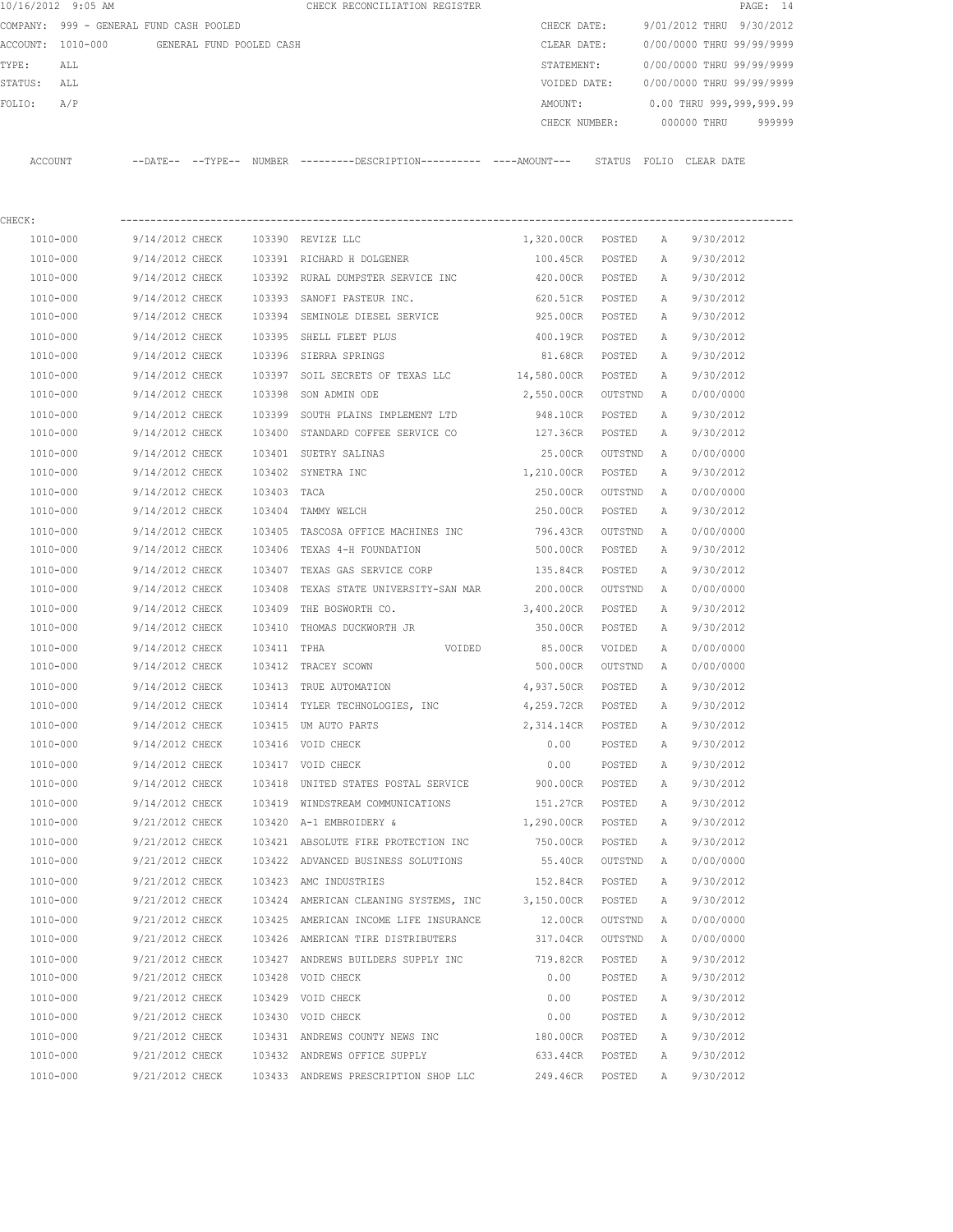10/16/2012 9:05 AM CHECK RECONCILIATION REGISTER

COMPANY: 999 - GENERAL FUND CASH POOLED
ACCOUNT: 1010-000 GENERAL FUND POOLED CASH
TYPE: ALL
STATUS: ALL
FOLIO: A/P

CHECK DATE: 9/01/2012 THRU 9/30/2012
CLEAR DATE: 0/00/0000 THRU 99/99/9999
STATEMENT: 0/00/0000 THRU 99/99/9999
VOIDED DATE: 0/00/0000 THRU 99/99/9999
AMOUNT: 0.00 THRU 999,999,999.99
CHECK NUMBER: 000000 THRU 999999

CHECK:

| ACCOUNT | --DATE-- | --TYPE-- | NUMBER | ---------DESCRIPTION---------- | ----AMOUNT--- | STATUS | FOLIO | CLEAR DATE |
|---|---|---|---|---|---|---|---|---|
| 1010-000 | 9/14/2012 | CHECK | 103390 | REVIZE LLC | 1,320.00CR | POSTED | A | 9/30/2012 |
| 1010-000 | 9/14/2012 | CHECK | 103391 | RICHARD H DOLGENER | 100.45CR | POSTED | A | 9/30/2012 |
| 1010-000 | 9/14/2012 | CHECK | 103392 | RURAL DUMPSTER SERVICE INC | 420.00CR | POSTED | A | 9/30/2012 |
| 1010-000 | 9/14/2012 | CHECK | 103393 | SANOFI PASTEUR INC. | 620.51CR | POSTED | A | 9/30/2012 |
| 1010-000 | 9/14/2012 | CHECK | 103394 | SEMINOLE DIESEL SERVICE | 925.00CR | POSTED | A | 9/30/2012 |
| 1010-000 | 9/14/2012 | CHECK | 103395 | SHELL FLEET PLUS | 400.19CR | POSTED | A | 9/30/2012 |
| 1010-000 | 9/14/2012 | CHECK | 103396 | SIERRA SPRINGS | 81.68CR | POSTED | A | 9/30/2012 |
| 1010-000 | 9/14/2012 | CHECK | 103397 | SOIL SECRETS OF TEXAS LLC | 14,580.00CR | POSTED | A | 9/30/2012 |
| 1010-000 | 9/14/2012 | CHECK | 103398 | SON ADMIN ODE | 2,550.00CR | OUTSTND | A | 0/00/0000 |
| 1010-000 | 9/14/2012 | CHECK | 103399 | SOUTH PLAINS IMPLEMENT LTD | 948.10CR | POSTED | A | 9/30/2012 |
| 1010-000 | 9/14/2012 | CHECK | 103400 | STANDARD COFFEE SERVICE CO | 127.36CR | POSTED | A | 9/30/2012 |
| 1010-000 | 9/14/2012 | CHECK | 103401 | SUETRY SALINAS | 25.00CR | OUTSTND | A | 0/00/0000 |
| 1010-000 | 9/14/2012 | CHECK | 103402 | SYNETRA INC | 1,210.00CR | POSTED | A | 9/30/2012 |
| 1010-000 | 9/14/2012 | CHECK | 103403 | TACA | 250.00CR | OUTSTND | A | 0/00/0000 |
| 1010-000 | 9/14/2012 | CHECK | 103404 | TAMMY WELCH | 250.00CR | POSTED | A | 9/30/2012 |
| 1010-000 | 9/14/2012 | CHECK | 103405 | TASCOSA OFFICE MACHINES INC | 796.43CR | OUTSTND | A | 0/00/0000 |
| 1010-000 | 9/14/2012 | CHECK | 103406 | TEXAS 4-H FOUNDATION | 500.00CR | POSTED | A | 9/30/2012 |
| 1010-000 | 9/14/2012 | CHECK | 103407 | TEXAS GAS SERVICE CORP | 135.84CR | POSTED | A | 9/30/2012 |
| 1010-000 | 9/14/2012 | CHECK | 103408 | TEXAS STATE UNIVERSITY-SAN MAR | 200.00CR | OUTSTND | A | 0/00/0000 |
| 1010-000 | 9/14/2012 | CHECK | 103409 | THE BOSWORTH CO. | 3,400.20CR | POSTED | A | 9/30/2012 |
| 1010-000 | 9/14/2012 | CHECK | 103410 | THOMAS DUCKWORTH JR | 350.00CR | POSTED | A | 9/30/2012 |
| 1010-000 | 9/14/2012 | CHECK | 103411 | TPHA VOIDED | 85.00CR | VOIDED | A | 0/00/0000 |
| 1010-000 | 9/14/2012 | CHECK | 103412 | TRACEY SCOWN | 500.00CR | OUTSTND | A | 0/00/0000 |
| 1010-000 | 9/14/2012 | CHECK | 103413 | TRUE AUTOMATION | 4,937.50CR | POSTED | A | 9/30/2012 |
| 1010-000 | 9/14/2012 | CHECK | 103414 | TYLER TECHNOLOGIES, INC | 4,259.72CR | POSTED | A | 9/30/2012 |
| 1010-000 | 9/14/2012 | CHECK | 103415 | UM AUTO PARTS | 2,314.14CR | POSTED | A | 9/30/2012 |
| 1010-000 | 9/14/2012 | CHECK | 103416 | VOID CHECK | 0.00 | POSTED | A | 9/30/2012 |
| 1010-000 | 9/14/2012 | CHECK | 103417 | VOID CHECK | 0.00 | POSTED | A | 9/30/2012 |
| 1010-000 | 9/14/2012 | CHECK | 103418 | UNITED STATES POSTAL SERVICE | 900.00CR | POSTED | A | 9/30/2012 |
| 1010-000 | 9/14/2012 | CHECK | 103419 | WINDSTREAM COMMUNICATIONS | 151.27CR | POSTED | A | 9/30/2012 |
| 1010-000 | 9/21/2012 | CHECK | 103420 | A-1 EMBROIDERY & | 1,290.00CR | POSTED | A | 9/30/2012 |
| 1010-000 | 9/21/2012 | CHECK | 103421 | ABSOLUTE FIRE PROTECTION INC | 750.00CR | POSTED | A | 9/30/2012 |
| 1010-000 | 9/21/2012 | CHECK | 103422 | ADVANCED BUSINESS SOLUTIONS | 55.40CR | OUTSTND | A | 0/00/0000 |
| 1010-000 | 9/21/2012 | CHECK | 103423 | AMC INDUSTRIES | 152.84CR | POSTED | A | 9/30/2012 |
| 1010-000 | 9/21/2012 | CHECK | 103424 | AMERICAN CLEANING SYSTEMS, INC | 3,150.00CR | POSTED | A | 9/30/2012 |
| 1010-000 | 9/21/2012 | CHECK | 103425 | AMERICAN INCOME LIFE INSURANCE | 12.00CR | OUTSTND | A | 0/00/0000 |
| 1010-000 | 9/21/2012 | CHECK | 103426 | AMERICAN TIRE DISTRIBUTERS | 317.04CR | OUTSTND | A | 0/00/0000 |
| 1010-000 | 9/21/2012 | CHECK | 103427 | ANDREWS BUILDERS SUPPLY INC | 719.82CR | POSTED | A | 9/30/2012 |
| 1010-000 | 9/21/2012 | CHECK | 103428 | VOID CHECK | 0.00 | POSTED | A | 9/30/2012 |
| 1010-000 | 9/21/2012 | CHECK | 103429 | VOID CHECK | 0.00 | POSTED | A | 9/30/2012 |
| 1010-000 | 9/21/2012 | CHECK | 103430 | VOID CHECK | 0.00 | POSTED | A | 9/30/2012 |
| 1010-000 | 9/21/2012 | CHECK | 103431 | ANDREWS COUNTY NEWS INC | 180.00CR | POSTED | A | 9/30/2012 |
| 1010-000 | 9/21/2012 | CHECK | 103432 | ANDREWS OFFICE SUPPLY | 633.44CR | POSTED | A | 9/30/2012 |
| 1010-000 | 9/21/2012 | CHECK | 103433 | ANDREWS PRESCRIPTION SHOP LLC | 249.46CR | POSTED | A | 9/30/2012 |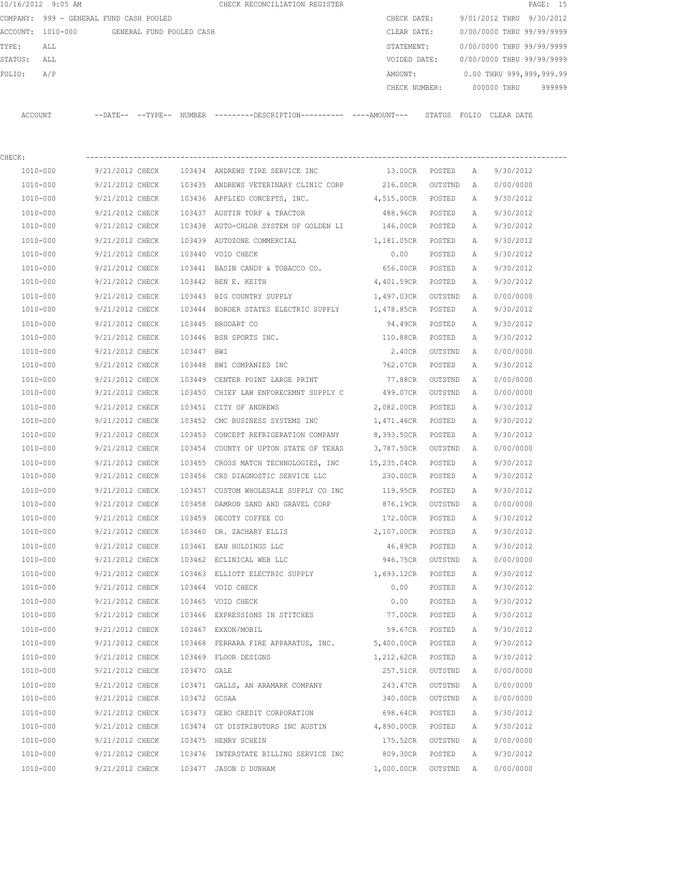10/16/2012 9:05 AM CHECK RECONCILIATION REGISTER

COMPANY: 999 - GENERAL FUND CASH POOLED
ACCOUNT: 1010-000 GENERAL FUND POOLED CASH
TYPE: ALL
STATUS: ALL
FOLIO: A/P

CHECK DATE: 9/01/2012 THRU 9/30/2012
CLEAR DATE: 0/00/0000 THRU 99/99/9999
STATEMENT: 0/00/0000 THRU 99/99/9999
VOIDED DATE: 0/00/0000 THRU 99/99/9999
AMOUNT: 0.00 THRU 999,999,999.99
CHECK NUMBER: 000000 THRU 999999

CHECK:

| ACCOUNT | --DATE-- | --TYPE-- | NUMBER | ---------DESCRIPTION---------- | ----AMOUNT--- | STATUS | FOLIO | CLEAR DATE |
|---|---|---|---|---|---|---|---|---|
| 1010-000 | 9/21/2012 | CHECK | 103434 | ANDREWS TIRE SERVICE INC | 13.00CR | POSTED | A | 9/30/2012 |
| 1010-000 | 9/21/2012 | CHECK | 103435 | ANDREWS VETERINARY CLINIC CORP | 216.00CR | OUTSTND | A | 0/00/0000 |
| 1010-000 | 9/21/2012 | CHECK | 103436 | APPLIED CONCEPTS, INC. | 4,515.00CR | POSTED | A | 9/30/2012 |
| 1010-000 | 9/21/2012 | CHECK | 103437 | AUSTIN TURF & TRACTOR | 488.96CR | POSTED | A | 9/30/2012 |
| 1010-000 | 9/21/2012 | CHECK | 103438 | AUTO-CHLOR SYSTEM OF GOLDEN LI | 146.00CR | POSTED | A | 9/30/2012 |
| 1010-000 | 9/21/2012 | CHECK | 103439 | AUTOZONE COMMERCIAL | 1,181.05CR | POSTED | A | 9/30/2012 |
| 1010-000 | 9/21/2012 | CHECK | 103440 | VOID CHECK | 0.00 | POSTED | A | 9/30/2012 |
| 1010-000 | 9/21/2012 | CHECK | 103441 | BASIN CANDY & TOBACCO CO. | 656.00CR | POSTED | A | 9/30/2012 |
| 1010-000 | 9/21/2012 | CHECK | 103442 | BEN E. KEITH | 4,401.59CR | POSTED | A | 9/30/2012 |
| 1010-000 | 9/21/2012 | CHECK | 103443 | BIG COUNTRY SUPPLY | 1,497.03CR | OUTSTND | A | 0/00/0000 |
| 1010-000 | 9/21/2012 | CHECK | 103444 | BORDER STATES ELECTRIC SUPPLY | 1,478.85CR | POSTED | A | 9/30/2012 |
| 1010-000 | 9/21/2012 | CHECK | 103445 | BRODART CO | 94.49CR | POSTED | A | 9/30/2012 |
| 1010-000 | 9/21/2012 | CHECK | 103446 | BSN SPORTS INC. | 110.88CR | POSTED | A | 9/30/2012 |
| 1010-000 | 9/21/2012 | CHECK | 103447 | BWI | 2.40CR | OUTSTND | A | 0/00/0000 |
| 1010-000 | 9/21/2012 | CHECK | 103448 | BWI COMPANIES INC | 762.07CR | POSTED | A | 9/30/2012 |
| 1010-000 | 9/21/2012 | CHECK | 103449 | CENTER POINT LARGE PRINT | 77.88CR | OUTSTND | A | 0/00/0000 |
| 1010-000 | 9/21/2012 | CHECK | 103450 | CHIEF LAW ENFORECEMNT SUPPLY C | 499.07CR | OUTSTND | A | 0/00/0000 |
| 1010-000 | 9/21/2012 | CHECK | 103451 | CITY OF ANDREWS | 2,082.00CR | POSTED | A | 9/30/2012 |
| 1010-000 | 9/21/2012 | CHECK | 103452 | CMC BUSINESS SYSTEMS INC | 1,471.46CR | POSTED | A | 9/30/2012 |
| 1010-000 | 9/21/2012 | CHECK | 103453 | CONCEPT REFRIGERATION COMPANY | 8,393.50CR | POSTED | A | 9/30/2012 |
| 1010-000 | 9/21/2012 | CHECK | 103454 | COUNTY OF UPTON STATE OF TEXAS | 3,787.50CR | OUTSTND | A | 0/00/0000 |
| 1010-000 | 9/21/2012 | CHECK | 103455 | CROSS MATCH TECHNOLOGIES, INC | 15,235.04CR | POSTED | A | 9/30/2012 |
| 1010-000 | 9/21/2012 | CHECK | 103456 | CRS DIAGNOSTIC SERVICE LLC | 230.00CR | POSTED | A | 9/30/2012 |
| 1010-000 | 9/21/2012 | CHECK | 103457 | CUSTOM WHOLESALE SUPPLY CO INC | 119.95CR | POSTED | A | 9/30/2012 |
| 1010-000 | 9/21/2012 | CHECK | 103458 | DAMRON SAND AND GRAVEL CORP | 876.19CR | OUTSTND | A | 0/00/0000 |
| 1010-000 | 9/21/2012 | CHECK | 103459 | DECOTY COFFEE CO | 172.00CR | POSTED | A | 9/30/2012 |
| 1010-000 | 9/21/2012 | CHECK | 103460 | DR. ZACHARY ELLIS | 2,107.00CR | POSTED | A | 9/30/2012 |
| 1010-000 | 9/21/2012 | CHECK | 103461 | EAN HOLDINGS LLC | 46.89CR | POSTED | A | 9/30/2012 |
| 1010-000 | 9/21/2012 | CHECK | 103462 | ECLINICAL WEB LLC | 946.75CR | OUTSTND | A | 0/00/0000 |
| 1010-000 | 9/21/2012 | CHECK | 103463 | ELLIOTT ELECTRIC SUPPLY | 1,693.12CR | POSTED | A | 9/30/2012 |
| 1010-000 | 9/21/2012 | CHECK | 103464 | VOID CHECK | 0.00 | POSTED | A | 9/30/2012 |
| 1010-000 | 9/21/2012 | CHECK | 103465 | VOID CHECK | 0.00 | POSTED | A | 9/30/2012 |
| 1010-000 | 9/21/2012 | CHECK | 103466 | EXPRESSIONS IN STITCHES | 77.00CR | POSTED | A | 9/30/2012 |
| 1010-000 | 9/21/2012 | CHECK | 103467 | EXXON/MOBIL | 59.67CR | POSTED | A | 9/30/2012 |
| 1010-000 | 9/21/2012 | CHECK | 103468 | FERRARA FIRE APPARATUS, INC. | 5,400.00CR | POSTED | A | 9/30/2012 |
| 1010-000 | 9/21/2012 | CHECK | 103469 | FLOOR DESIGNS | 1,212.62CR | POSTED | A | 9/30/2012 |
| 1010-000 | 9/21/2012 | CHECK | 103470 | GALE | 257.51CR | OUTSTND | A | 0/00/0000 |
| 1010-000 | 9/21/2012 | CHECK | 103471 | GALLS, AN ARAMARK COMPANY | 243.47CR | OUTSTND | A | 0/00/0000 |
| 1010-000 | 9/21/2012 | CHECK | 103472 | GCSAA | 340.00CR | OUTSTND | A | 0/00/0000 |
| 1010-000 | 9/21/2012 | CHECK | 103473 | GEBO CREDIT CORPORATION | 698.64CR | POSTED | A | 9/30/2012 |
| 1010-000 | 9/21/2012 | CHECK | 103474 | GT DISTRIBUTORS INC AUSTIN | 4,890.00CR | POSTED | A | 9/30/2012 |
| 1010-000 | 9/21/2012 | CHECK | 103475 | HENRY SCHEIN | 175.52CR | OUTSTND | A | 0/00/0000 |
| 1010-000 | 9/21/2012 | CHECK | 103476 | INTERSTATE BILLING SERVICE INC | 809.30CR | POSTED | A | 9/30/2012 |
| 1010-000 | 9/21/2012 | CHECK | 103477 | JASON D DUNHAM | 1,000.00CR | OUTSTND | A | 0/00/0000 |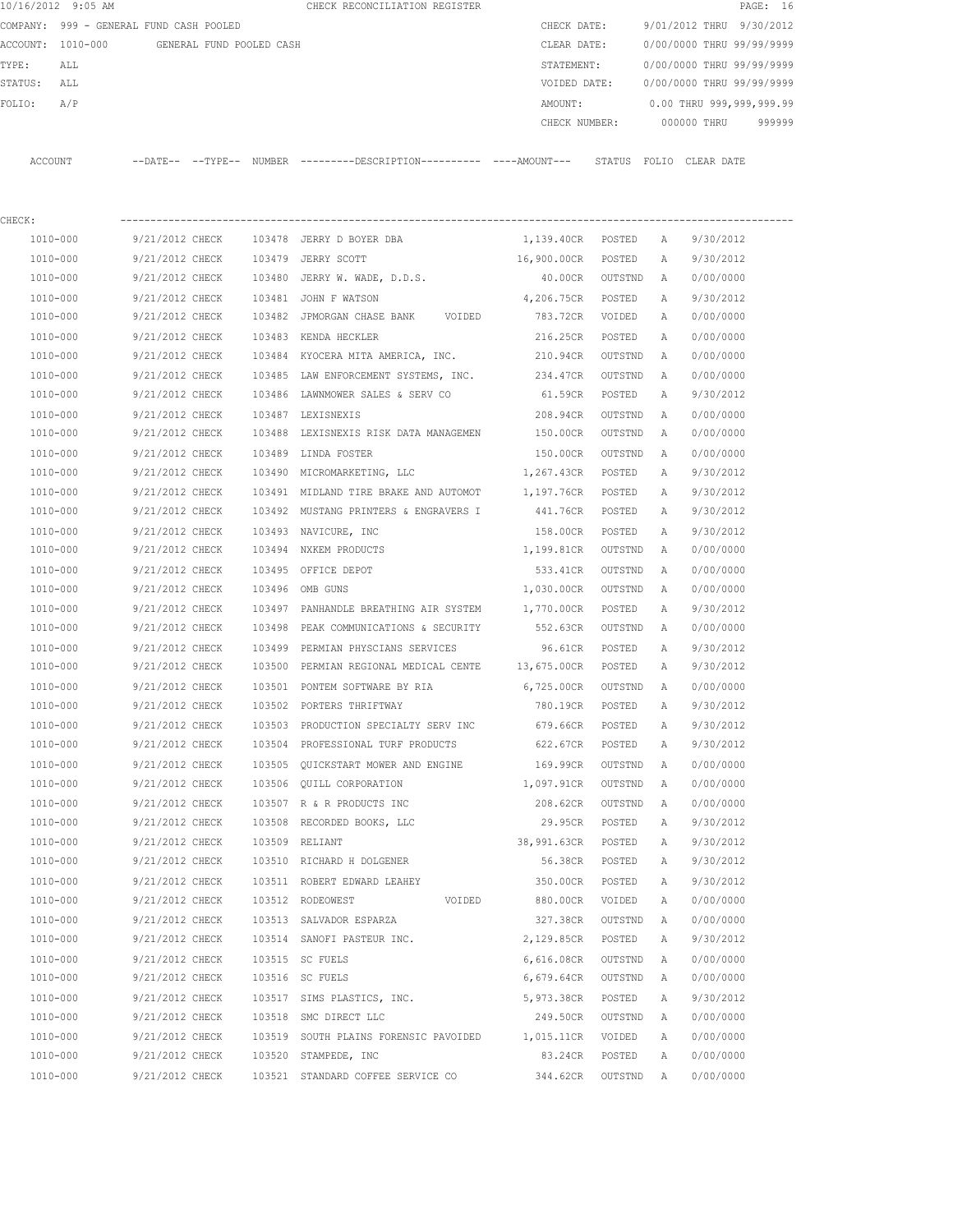10/16/2012 9:05 AM CHECK RECONCILIATION REGISTER

COMPANY: 999 - GENERAL FUND CASH POOLED
ACCOUNT: 1010-000 GENERAL FUND POOLED CASH
TYPE: ALL
STATUS: ALL
FOLIO: A/P

CHECK DATE: 9/01/2012 THRU 9/30/2012
CLEAR DATE: 0/00/0000 THRU 99/99/9999
STATEMENT: 0/00/0000 THRU 99/99/9999
VOIDED DATE: 0/00/0000 THRU 99/99/9999
AMOUNT: 0.00 THRU 999,999,999.99
CHECK NUMBER: 000000 THRU 999999

CHECK:

| ACCOUNT | --DATE-- | --TYPE-- | NUMBER | ---------DESCRIPTION---------- | ----AMOUNT--- | STATUS | FOLIO | CLEAR DATE |
|---|---|---|---|---|---|---|---|---|
| 1010-000 | 9/21/2012 | CHECK | 103478 | JERRY D BOYER DBA | 1,139.40CR | POSTED | A | 9/30/2012 |
| 1010-000 | 9/21/2012 | CHECK | 103479 | JERRY SCOTT | 16,900.00CR | POSTED | A | 9/30/2012 |
| 1010-000 | 9/21/2012 | CHECK | 103480 | JERRY W. WADE, D.D.S. | 40.00CR | OUTSTND | A | 0/00/0000 |
| 1010-000 | 9/21/2012 | CHECK | 103481 | JOHN F WATSON | 4,206.75CR | POSTED | A | 9/30/2012 |
| 1010-000 | 9/21/2012 | CHECK | 103482 | JPMORGAN CHASE BANK VOIDED | 783.72CR | VOIDED | A | 0/00/0000 |
| 1010-000 | 9/21/2012 | CHECK | 103483 | KENDA HECKLER | 216.25CR | POSTED | A | 0/00/0000 |
| 1010-000 | 9/21/2012 | CHECK | 103484 | KYOCERA MITA AMERICA, INC. | 210.94CR | OUTSTND | A | 0/00/0000 |
| 1010-000 | 9/21/2012 | CHECK | 103485 | LAW ENFORCEMENT SYSTEMS, INC. | 234.47CR | OUTSTND | A | 0/00/0000 |
| 1010-000 | 9/21/2012 | CHECK | 103486 | LAWNMOWER SALES & SERV CO | 61.59CR | POSTED | A | 9/30/2012 |
| 1010-000 | 9/21/2012 | CHECK | 103487 | LEXISNEXIS | 208.94CR | OUTSTND | A | 0/00/0000 |
| 1010-000 | 9/21/2012 | CHECK | 103488 | LEXISNEXIS RISK DATA MANAGEMEN | 150.00CR | OUTSTND | A | 0/00/0000 |
| 1010-000 | 9/21/2012 | CHECK | 103489 | LINDA FOSTER | 150.00CR | OUTSTND | A | 0/00/0000 |
| 1010-000 | 9/21/2012 | CHECK | 103490 | MICROMARKETING, LLC | 1,267.43CR | POSTED | A | 9/30/2012 |
| 1010-000 | 9/21/2012 | CHECK | 103491 | MIDLAND TIRE BRAKE AND AUTOMOT | 1,197.76CR | POSTED | A | 9/30/2012 |
| 1010-000 | 9/21/2012 | CHECK | 103492 | MUSTANG PRINTERS & ENGRAVERS I | 441.76CR | POSTED | A | 9/30/2012 |
| 1010-000 | 9/21/2012 | CHECK | 103493 | NAVICURE, INC | 158.00CR | POSTED | A | 9/30/2012 |
| 1010-000 | 9/21/2012 | CHECK | 103494 | NXKEM PRODUCTS | 1,199.81CR | OUTSTND | A | 0/00/0000 |
| 1010-000 | 9/21/2012 | CHECK | 103495 | OFFICE DEPOT | 533.41CR | OUTSTND | A | 0/00/0000 |
| 1010-000 | 9/21/2012 | CHECK | 103496 | OMB GUNS | 1,030.00CR | OUTSTND | A | 0/00/0000 |
| 1010-000 | 9/21/2012 | CHECK | 103497 | PANHANDLE BREATHING AIR SYSTEM | 1,770.00CR | POSTED | A | 9/30/2012 |
| 1010-000 | 9/21/2012 | CHECK | 103498 | PEAK COMMUNICATIONS & SECURITY | 552.63CR | OUTSTND | A | 0/00/0000 |
| 1010-000 | 9/21/2012 | CHECK | 103499 | PERMIAN PHYSCIANS SERVICES | 96.61CR | POSTED | A | 9/30/2012 |
| 1010-000 | 9/21/2012 | CHECK | 103500 | PERMIAN REGIONAL MEDICAL CENTE | 13,675.00CR | POSTED | A | 9/30/2012 |
| 1010-000 | 9/21/2012 | CHECK | 103501 | PONTEM SOFTWARE BY RIA | 6,725.00CR | OUTSTND | A | 0/00/0000 |
| 1010-000 | 9/21/2012 | CHECK | 103502 | PORTERS THRIFTWAY | 780.19CR | POSTED | A | 9/30/2012 |
| 1010-000 | 9/21/2012 | CHECK | 103503 | PRODUCTION SPECIALTY SERV INC | 679.66CR | POSTED | A | 9/30/2012 |
| 1010-000 | 9/21/2012 | CHECK | 103504 | PROFESSIONAL TURF PRODUCTS | 622.67CR | POSTED | A | 9/30/2012 |
| 1010-000 | 9/21/2012 | CHECK | 103505 | QUICKSTART MOWER AND ENGINE | 169.99CR | OUTSTND | A | 0/00/0000 |
| 1010-000 | 9/21/2012 | CHECK | 103506 | QUILL CORPORATION | 1,097.91CR | OUTSTND | A | 0/00/0000 |
| 1010-000 | 9/21/2012 | CHECK | 103507 | R & R PRODUCTS INC | 208.62CR | OUTSTND | A | 0/00/0000 |
| 1010-000 | 9/21/2012 | CHECK | 103508 | RECORDED BOOKS, LLC | 29.95CR | POSTED | A | 9/30/2012 |
| 1010-000 | 9/21/2012 | CHECK | 103509 | RELIANT | 38,991.63CR | POSTED | A | 9/30/2012 |
| 1010-000 | 9/21/2012 | CHECK | 103510 | RICHARD H DOLGENER | 56.38CR | POSTED | A | 9/30/2012 |
| 1010-000 | 9/21/2012 | CHECK | 103511 | ROBERT EDWARD LEAHEY | 350.00CR | POSTED | A | 9/30/2012 |
| 1010-000 | 9/21/2012 | CHECK | 103512 | RODEOWEST VOIDED | 880.00CR | VOIDED | A | 0/00/0000 |
| 1010-000 | 9/21/2012 | CHECK | 103513 | SALVADOR ESPARZA | 327.38CR | OUTSTND | A | 0/00/0000 |
| 1010-000 | 9/21/2012 | CHECK | 103514 | SANOFI PASTEUR INC. | 2,129.85CR | POSTED | A | 9/30/2012 |
| 1010-000 | 9/21/2012 | CHECK | 103515 | SC FUELS | 6,616.08CR | OUTSTND | A | 0/00/0000 |
| 1010-000 | 9/21/2012 | CHECK | 103516 | SC FUELS | 6,679.64CR | OUTSTND | A | 0/00/0000 |
| 1010-000 | 9/21/2012 | CHECK | 103517 | SIMS PLASTICS, INC. | 5,973.38CR | POSTED | A | 9/30/2012 |
| 1010-000 | 9/21/2012 | CHECK | 103518 | SMC DIRECT LLC | 249.50CR | OUTSTND | A | 0/00/0000 |
| 1010-000 | 9/21/2012 | CHECK | 103519 | SOUTH PLAINS FORENSIC PAVOIDED | 1,015.11CR | VOIDED | A | 0/00/0000 |
| 1010-000 | 9/21/2012 | CHECK | 103520 | STAMPEDE, INC | 83.24CR | POSTED | A | 0/00/0000 |
| 1010-000 | 9/21/2012 | CHECK | 103521 | STANDARD COFFEE SERVICE CO | 344.62CR | OUTSTND | A | 0/00/0000 |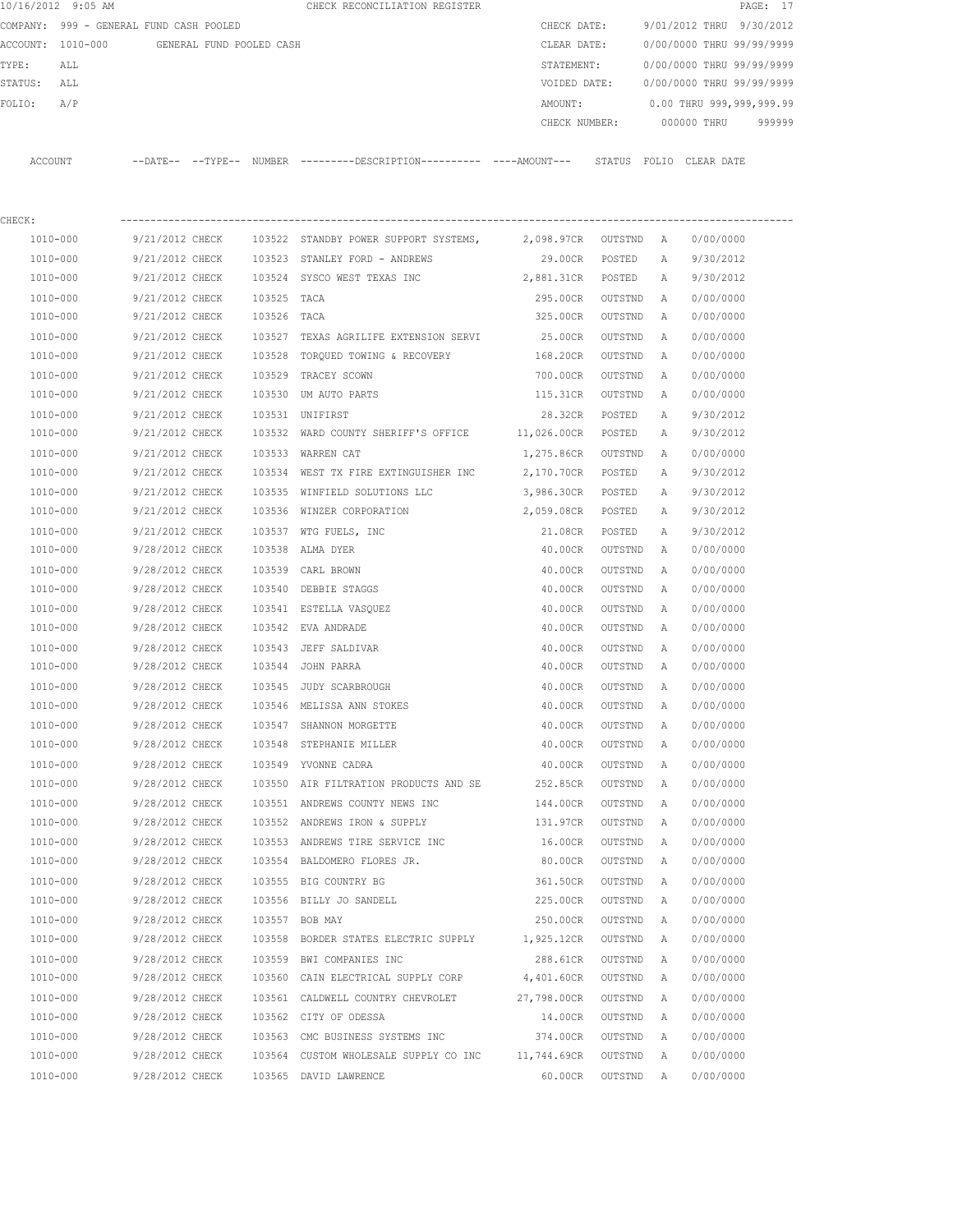10/16/2012 9:05 AM CHECK RECONCILIATION REGISTER

COMPANY: 999 - GENERAL FUND CASH POOLED

ACCOUNT: 1010-000 GENERAL FUND POOLED CASH

TYPE: ALL

STATUS: ALL

FOLIO: A/P

CHECK DATE: 9/01/2012 THRU 9/30/2012

CLEAR DATE: 0/00/0000 THRU 99/99/9999

STATEMENT: 0/00/0000 THRU 99/99/9999

VOIDED DATE: 0/00/0000 THRU 99/99/9999

AMOUNT: 0.00 THRU 999,999,999.99

CHECK NUMBER: 000000 THRU 999999

CHECK:

| ACCOUNT | --DATE-- | --TYPE-- | NUMBER | ---------DESCRIPTION---------- | ----AMOUNT--- | STATUS | FOLIO | CLEAR DATE |
|---|---|---|---|---|---|---|---|---|
| 1010-000 | 9/21/2012 | CHECK | 103522 | STANDBY POWER SUPPORT SYSTEMS, | 2,098.97CR | OUTSTND | A | 0/00/0000 |
| 1010-000 | 9/21/2012 | CHECK | 103523 | STANLEY FORD - ANDREWS | 29.00CR | POSTED | A | 9/30/2012 |
| 1010-000 | 9/21/2012 | CHECK | 103524 | SYSCO WEST TEXAS INC | 2,881.31CR | POSTED | A | 9/30/2012 |
| 1010-000 | 9/21/2012 | CHECK | 103525 | TACA | 295.00CR | OUTSTND | A | 0/00/0000 |
| 1010-000 | 9/21/2012 | CHECK | 103526 | TACA | 325.00CR | OUTSTND | A | 0/00/0000 |
| 1010-000 | 9/21/2012 | CHECK | 103527 | TEXAS AGRILIFE EXTENSION SERVI | 25.00CR | OUTSTND | A | 0/00/0000 |
| 1010-000 | 9/21/2012 | CHECK | 103528 | TORQUED TOWING & RECOVERY | 168.20CR | OUTSTND | A | 0/00/0000 |
| 1010-000 | 9/21/2012 | CHECK | 103529 | TRACEY SCOWN | 700.00CR | OUTSTND | A | 0/00/0000 |
| 1010-000 | 9/21/2012 | CHECK | 103530 | UM AUTO PARTS | 115.31CR | OUTSTND | A | 0/00/0000 |
| 1010-000 | 9/21/2012 | CHECK | 103531 | UNIFIRST | 28.32CR | POSTED | A | 9/30/2012 |
| 1010-000 | 9/21/2012 | CHECK | 103532 | WARD COUNTY SHERIFF'S OFFICE | 11,026.00CR | POSTED | A | 9/30/2012 |
| 1010-000 | 9/21/2012 | CHECK | 103533 | WARREN CAT | 1,275.86CR | OUTSTND | A | 0/00/0000 |
| 1010-000 | 9/21/2012 | CHECK | 103534 | WEST TX FIRE EXTINGUISHER INC | 2,170.70CR | POSTED | A | 9/30/2012 |
| 1010-000 | 9/21/2012 | CHECK | 103535 | WINFIELD SOLUTIONS LLC | 3,986.30CR | POSTED | A | 9/30/2012 |
| 1010-000 | 9/21/2012 | CHECK | 103536 | WINZER CORPORATION | 2,059.08CR | POSTED | A | 9/30/2012 |
| 1010-000 | 9/21/2012 | CHECK | 103537 | WTG FUELS, INC | 21.08CR | POSTED | A | 9/30/2012 |
| 1010-000 | 9/28/2012 | CHECK | 103538 | ALMA DYER | 40.00CR | OUTSTND | A | 0/00/0000 |
| 1010-000 | 9/28/2012 | CHECK | 103539 | CARL BROWN | 40.00CR | OUTSTND | A | 0/00/0000 |
| 1010-000 | 9/28/2012 | CHECK | 103540 | DEBBIE STAGGS | 40.00CR | OUTSTND | A | 0/00/0000 |
| 1010-000 | 9/28/2012 | CHECK | 103541 | ESTELLA VASQUEZ | 40.00CR | OUTSTND | A | 0/00/0000 |
| 1010-000 | 9/28/2012 | CHECK | 103542 | EVA ANDRADE | 40.00CR | OUTSTND | A | 0/00/0000 |
| 1010-000 | 9/28/2012 | CHECK | 103543 | JEFF SALDIVAR | 40.00CR | OUTSTND | A | 0/00/0000 |
| 1010-000 | 9/28/2012 | CHECK | 103544 | JOHN PARRA | 40.00CR | OUTSTND | A | 0/00/0000 |
| 1010-000 | 9/28/2012 | CHECK | 103545 | JUDY SCARBROUGH | 40.00CR | OUTSTND | A | 0/00/0000 |
| 1010-000 | 9/28/2012 | CHECK | 103546 | MELISSA ANN STOKES | 40.00CR | OUTSTND | A | 0/00/0000 |
| 1010-000 | 9/28/2012 | CHECK | 103547 | SHANNON MORGETTE | 40.00CR | OUTSTND | A | 0/00/0000 |
| 1010-000 | 9/28/2012 | CHECK | 103548 | STEPHANIE MILLER | 40.00CR | OUTSTND | A | 0/00/0000 |
| 1010-000 | 9/28/2012 | CHECK | 103549 | YVONNE CADRA | 40.00CR | OUTSTND | A | 0/00/0000 |
| 1010-000 | 9/28/2012 | CHECK | 103550 | AIR FILTRATION PRODUCTS AND SE | 252.85CR | OUTSTND | A | 0/00/0000 |
| 1010-000 | 9/28/2012 | CHECK | 103551 | ANDREWS COUNTY NEWS INC | 144.00CR | OUTSTND | A | 0/00/0000 |
| 1010-000 | 9/28/2012 | CHECK | 103552 | ANDREWS IRON & SUPPLY | 131.97CR | OUTSTND | A | 0/00/0000 |
| 1010-000 | 9/28/2012 | CHECK | 103553 | ANDREWS TIRE SERVICE INC | 16.00CR | OUTSTND | A | 0/00/0000 |
| 1010-000 | 9/28/2012 | CHECK | 103554 | BALDOMERO FLORES JR. | 80.00CR | OUTSTND | A | 0/00/0000 |
| 1010-000 | 9/28/2012 | CHECK | 103555 | BIG COUNTRY BG | 361.50CR | OUTSTND | A | 0/00/0000 |
| 1010-000 | 9/28/2012 | CHECK | 103556 | BILLY JO SANDELL | 225.00CR | OUTSTND | A | 0/00/0000 |
| 1010-000 | 9/28/2012 | CHECK | 103557 | BOB MAY | 250.00CR | OUTSTND | A | 0/00/0000 |
| 1010-000 | 9/28/2012 | CHECK | 103558 | BORDER STATES ELECTRIC SUPPLY | 1,925.12CR | OUTSTND | A | 0/00/0000 |
| 1010-000 | 9/28/2012 | CHECK | 103559 | BWI COMPANIES INC | 288.61CR | OUTSTND | A | 0/00/0000 |
| 1010-000 | 9/28/2012 | CHECK | 103560 | CAIN ELECTRICAL SUPPLY CORP | 4,401.60CR | OUTSTND | A | 0/00/0000 |
| 1010-000 | 9/28/2012 | CHECK | 103561 | CALDWELL COUNTRY CHEVROLET | 27,798.00CR | OUTSTND | A | 0/00/0000 |
| 1010-000 | 9/28/2012 | CHECK | 103562 | CITY OF ODESSA | 14.00CR | OUTSTND | A | 0/00/0000 |
| 1010-000 | 9/28/2012 | CHECK | 103563 | CMC BUSINESS SYSTEMS INC | 374.00CR | OUTSTND | A | 0/00/0000 |
| 1010-000 | 9/28/2012 | CHECK | 103564 | CUSTOM WHOLESALE SUPPLY CO INC | 11,744.69CR | OUTSTND | A | 0/00/0000 |
| 1010-000 | 9/28/2012 | CHECK | 103565 | DAVID LAWRENCE | 60.00CR | OUTSTND | A | 0/00/0000 |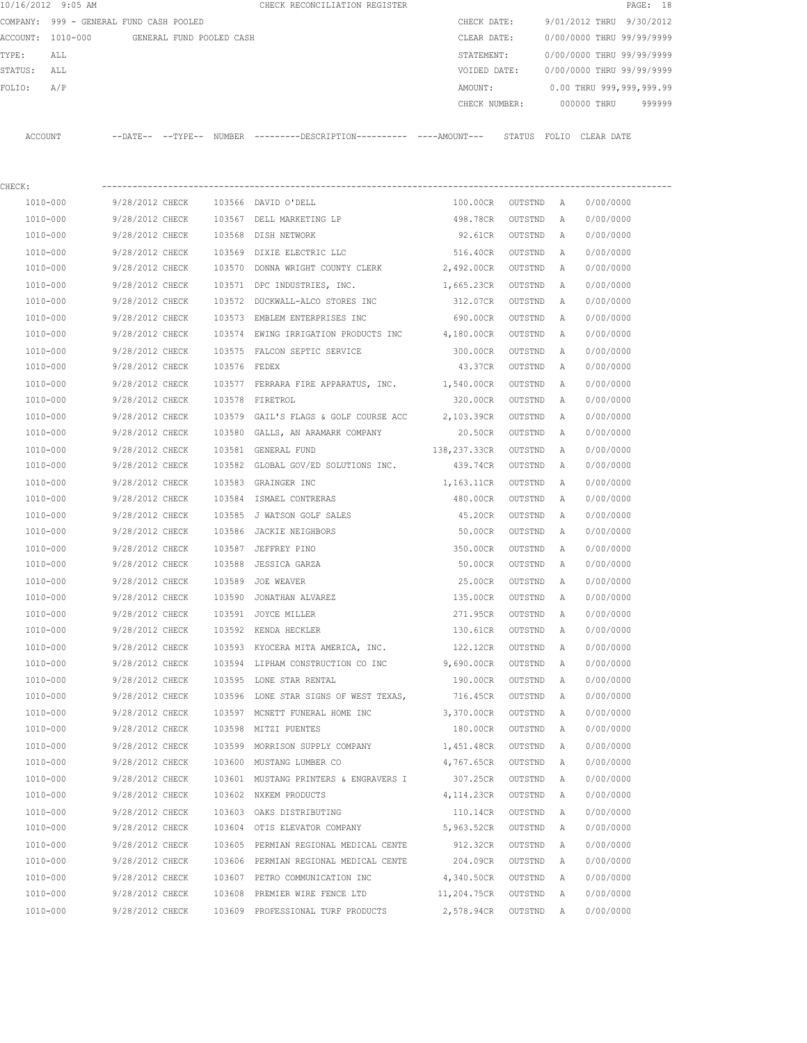10/16/2012 9:05 AM CHECK RECONCILIATION REGISTER

COMPANY: 999 - GENERAL FUND CASH POOLED
ACCOUNT: 1010-000 GENERAL FUND POOLED CASH
TYPE: ALL
STATUS: ALL
FOLIO: A/P

CHECK DATE: 9/01/2012 THRU 9/30/2012
CLEAR DATE: 0/00/0000 THRU 99/99/9999
STATEMENT: 0/00/0000 THRU 99/99/9999
VOIDED DATE: 0/00/0000 THRU 99/99/9999
AMOUNT: 0.00 THRU 999,999,999.99
CHECK NUMBER: 000000 THRU 999999

CHECK:

| ACCOUNT | --DATE-- | --TYPE-- | NUMBER | ---------DESCRIPTION---------- | ----AMOUNT--- | STATUS | FOLIO | CLEAR DATE |
|---|---|---|---|---|---|---|---|---|
| 1010-000 | 9/28/2012 | CHECK | 103566 | DAVID O'DELL | 100.00CR | OUTSTND | A | 0/00/0000 |
| 1010-000 | 9/28/2012 | CHECK | 103567 | DELL MARKETING LP | 498.78CR | OUTSTND | A | 0/00/0000 |
| 1010-000 | 9/28/2012 | CHECK | 103568 | DISH NETWORK | 92.61CR | OUTSTND | A | 0/00/0000 |
| 1010-000 | 9/28/2012 | CHECK | 103569 | DIXIE ELECTRIC LLC | 516.40CR | OUTSTND | A | 0/00/0000 |
| 1010-000 | 9/28/2012 | CHECK | 103570 | DONNA WRIGHT COUNTY CLERK | 2,492.00CR | OUTSTND | A | 0/00/0000 |
| 1010-000 | 9/28/2012 | CHECK | 103571 | DPC INDUSTRIES, INC. | 1,665.23CR | OUTSTND | A | 0/00/0000 |
| 1010-000 | 9/28/2012 | CHECK | 103572 | DUCKWALL-ALCO STORES INC | 312.07CR | OUTSTND | A | 0/00/0000 |
| 1010-000 | 9/28/2012 | CHECK | 103573 | EMBLEM ENTERPRISES INC | 690.00CR | OUTSTND | A | 0/00/0000 |
| 1010-000 | 9/28/2012 | CHECK | 103574 | EWING IRRIGATION PRODUCTS INC | 4,180.00CR | OUTSTND | A | 0/00/0000 |
| 1010-000 | 9/28/2012 | CHECK | 103575 | FALCON SEPTIC SERVICE | 300.00CR | OUTSTND | A | 0/00/0000 |
| 1010-000 | 9/28/2012 | CHECK | 103576 | FEDEX | 43.37CR | OUTSTND | A | 0/00/0000 |
| 1010-000 | 9/28/2012 | CHECK | 103577 | FERRARA FIRE APPARATUS, INC. | 1,540.00CR | OUTSTND | A | 0/00/0000 |
| 1010-000 | 9/28/2012 | CHECK | 103578 | FIRETROL | 320.00CR | OUTSTND | A | 0/00/0000 |
| 1010-000 | 9/28/2012 | CHECK | 103579 | GAIL'S FLAGS & GOLF COURSE ACC | 2,103.39CR | OUTSTND | A | 0/00/0000 |
| 1010-000 | 9/28/2012 | CHECK | 103580 | GALLS, AN ARAMARK COMPANY | 20.50CR | OUTSTND | A | 0/00/0000 |
| 1010-000 | 9/28/2012 | CHECK | 103581 | GENERAL FUND | 138,237.33CR | OUTSTND | A | 0/00/0000 |
| 1010-000 | 9/28/2012 | CHECK | 103582 | GLOBAL GOV/ED SOLUTIONS INC. | 439.74CR | OUTSTND | A | 0/00/0000 |
| 1010-000 | 9/28/2012 | CHECK | 103583 | GRAINGER INC | 1,163.11CR | OUTSTND | A | 0/00/0000 |
| 1010-000 | 9/28/2012 | CHECK | 103584 | ISMAEL CONTRERAS | 480.00CR | OUTSTND | A | 0/00/0000 |
| 1010-000 | 9/28/2012 | CHECK | 103585 | J WATSON GOLF SALES | 45.20CR | OUTSTND | A | 0/00/0000 |
| 1010-000 | 9/28/2012 | CHECK | 103586 | JACKIE NEIGHBORS | 50.00CR | OUTSTND | A | 0/00/0000 |
| 1010-000 | 9/28/2012 | CHECK | 103587 | JEFFREY PINO | 350.00CR | OUTSTND | A | 0/00/0000 |
| 1010-000 | 9/28/2012 | CHECK | 103588 | JESSICA GARZA | 50.00CR | OUTSTND | A | 0/00/0000 |
| 1010-000 | 9/28/2012 | CHECK | 103589 | JOE WEAVER | 25.00CR | OUTSTND | A | 0/00/0000 |
| 1010-000 | 9/28/2012 | CHECK | 103590 | JONATHAN ALVAREZ | 135.00CR | OUTSTND | A | 0/00/0000 |
| 1010-000 | 9/28/2012 | CHECK | 103591 | JOYCE MILLER | 271.95CR | OUTSTND | A | 0/00/0000 |
| 1010-000 | 9/28/2012 | CHECK | 103592 | KENDA HECKLER | 130.61CR | OUTSTND | A | 0/00/0000 |
| 1010-000 | 9/28/2012 | CHECK | 103593 | KYOCERA MITA AMERICA, INC. | 122.12CR | OUTSTND | A | 0/00/0000 |
| 1010-000 | 9/28/2012 | CHECK | 103594 | LIPHAM CONSTRUCTION CO INC | 9,690.00CR | OUTSTND | A | 0/00/0000 |
| 1010-000 | 9/28/2012 | CHECK | 103595 | LONE STAR RENTAL | 190.00CR | OUTSTND | A | 0/00/0000 |
| 1010-000 | 9/28/2012 | CHECK | 103596 | LONE STAR SIGNS OF WEST TEXAS, | 716.45CR | OUTSTND | A | 0/00/0000 |
| 1010-000 | 9/28/2012 | CHECK | 103597 | MCNETT FUNERAL HOME INC | 3,370.00CR | OUTSTND | A | 0/00/0000 |
| 1010-000 | 9/28/2012 | CHECK | 103598 | MITZI PUENTES | 180.00CR | OUTSTND | A | 0/00/0000 |
| 1010-000 | 9/28/2012 | CHECK | 103599 | MORRISON SUPPLY COMPANY | 1,451.48CR | OUTSTND | A | 0/00/0000 |
| 1010-000 | 9/28/2012 | CHECK | 103600 | MUSTANG LUMBER CO | 4,767.65CR | OUTSTND | A | 0/00/0000 |
| 1010-000 | 9/28/2012 | CHECK | 103601 | MUSTANG PRINTERS & ENGRAVERS I | 307.25CR | OUTSTND | A | 0/00/0000 |
| 1010-000 | 9/28/2012 | CHECK | 103602 | NXKEM PRODUCTS | 4,114.23CR | OUTSTND | A | 0/00/0000 |
| 1010-000 | 9/28/2012 | CHECK | 103603 | OAKS DISTRIBUTING | 110.14CR | OUTSTND | A | 0/00/0000 |
| 1010-000 | 9/28/2012 | CHECK | 103604 | OTIS ELEVATOR COMPANY | 5,963.52CR | OUTSTND | A | 0/00/0000 |
| 1010-000 | 9/28/2012 | CHECK | 103605 | PERMIAN REGIONAL MEDICAL CENTE | 912.32CR | OUTSTND | A | 0/00/0000 |
| 1010-000 | 9/28/2012 | CHECK | 103606 | PERMIAN REGIONAL MEDICAL CENTE | 204.09CR | OUTSTND | A | 0/00/0000 |
| 1010-000 | 9/28/2012 | CHECK | 103607 | PETRO COMMUNICATION INC | 4,340.50CR | OUTSTND | A | 0/00/0000 |
| 1010-000 | 9/28/2012 | CHECK | 103608 | PREMIER WIRE FENCE LTD | 11,204.75CR | OUTSTND | A | 0/00/0000 |
| 1010-000 | 9/28/2012 | CHECK | 103609 | PROFESSIONAL TURF PRODUCTS | 2,578.94CR | OUTSTND | A | 0/00/0000 |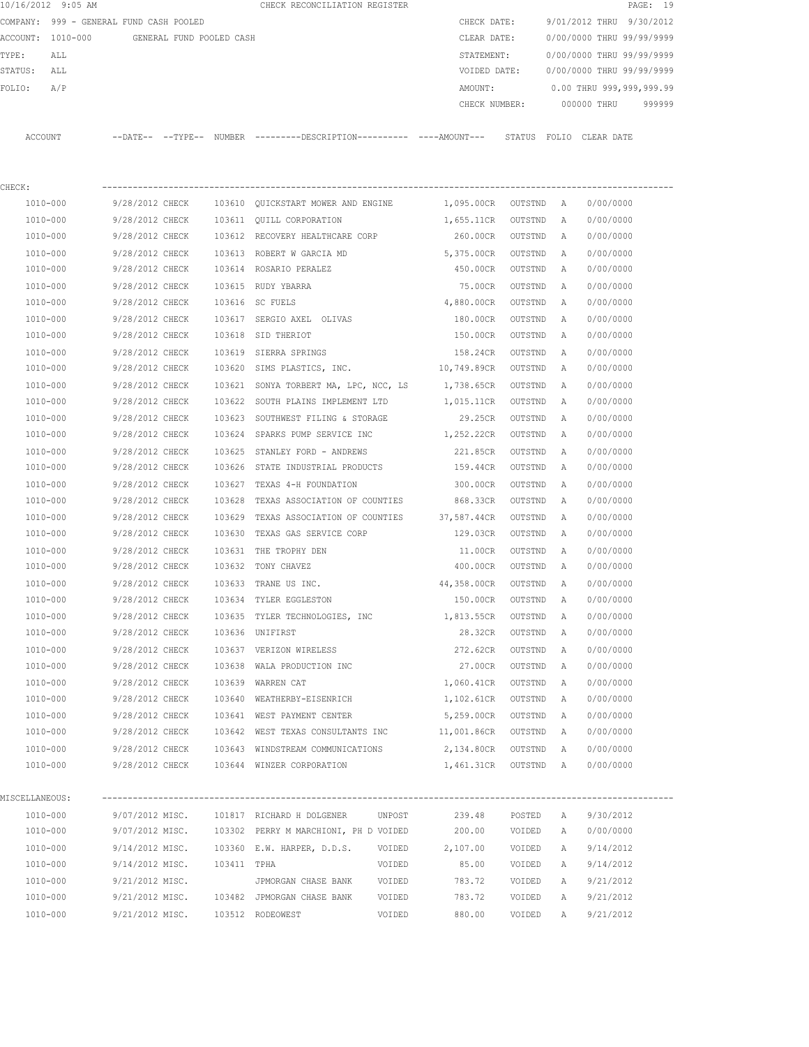10/16/2012 9:05 AM CHECK RECONCILIATION REGISTER

COMPANY: 999 - GENERAL FUND CASH POOLED

ACCOUNT: 1010-000 GENERAL FUND POOLED CASH

TYPE: ALL

STATUS: ALL

FOLIO: A/P

CHECK DATE: 9/01/2012 THRU 9/30/2012

CLEAR DATE: 0/00/0000 THRU 99/99/9999

STATEMENT: 0/00/0000 THRU 99/99/9999

VOIDED DATE: 0/00/0000 THRU 99/99/9999

AMOUNT: 0.00 THRU 999,999,999.99

CHECK NUMBER: 000000 THRU 999999

| ACCOUNT | --DATE-- | --TYPE-- | NUMBER | ---------DESCRIPTION---------- | ----AMOUNT--- | STATUS | FOLIO | CLEAR DATE |
|---|---|---|---|---|---|---|---|---|
| CHECK: | | | | | | | | |
| 1010-000 | 9/28/2012 | CHECK | 103610 | QUICKSTART MOWER AND ENGINE | 1,095.00CR | OUTSTND | A | 0/00/0000 |
| 1010-000 | 9/28/2012 | CHECK | 103611 | QUILL CORPORATION | 1,655.11CR | OUTSTND | A | 0/00/0000 |
| 1010-000 | 9/28/2012 | CHECK | 103612 | RECOVERY HEALTHCARE CORP | 260.00CR | OUTSTND | A | 0/00/0000 |
| 1010-000 | 9/28/2012 | CHECK | 103613 | ROBERT W GARCIA MD | 5,375.00CR | OUTSTND | A | 0/00/0000 |
| 1010-000 | 9/28/2012 | CHECK | 103614 | ROSARIO PERALEZ | 450.00CR | OUTSTND | A | 0/00/0000 |
| 1010-000 | 9/28/2012 | CHECK | 103615 | RUDY YBARRA | 75.00CR | OUTSTND | A | 0/00/0000 |
| 1010-000 | 9/28/2012 | CHECK | 103616 | SC FUELS | 4,880.00CR | OUTSTND | A | 0/00/0000 |
| 1010-000 | 9/28/2012 | CHECK | 103617 | SERGIO AXEL OLIVAS | 180.00CR | OUTSTND | A | 0/00/0000 |
| 1010-000 | 9/28/2012 | CHECK | 103618 | SID THERIOT | 150.00CR | OUTSTND | A | 0/00/0000 |
| 1010-000 | 9/28/2012 | CHECK | 103619 | SIERRA SPRINGS | 158.24CR | OUTSTND | A | 0/00/0000 |
| 1010-000 | 9/28/2012 | CHECK | 103620 | SIMS PLASTICS, INC. | 10,749.89CR | OUTSTND | A | 0/00/0000 |
| 1010-000 | 9/28/2012 | CHECK | 103621 | SONYA TORBERT MA, LPC, NCC, LS | 1,738.65CR | OUTSTND | A | 0/00/0000 |
| 1010-000 | 9/28/2012 | CHECK | 103622 | SOUTH PLAINS IMPLEMENT LTD | 1,015.11CR | OUTSTND | A | 0/00/0000 |
| 1010-000 | 9/28/2012 | CHECK | 103623 | SOUTHWEST FILING & STORAGE | 29.25CR | OUTSTND | A | 0/00/0000 |
| 1010-000 | 9/28/2012 | CHECK | 103624 | SPARKS PUMP SERVICE INC | 1,252.22CR | OUTSTND | A | 0/00/0000 |
| 1010-000 | 9/28/2012 | CHECK | 103625 | STANLEY FORD - ANDREWS | 221.85CR | OUTSTND | A | 0/00/0000 |
| 1010-000 | 9/28/2012 | CHECK | 103626 | STATE INDUSTRIAL PRODUCTS | 159.44CR | OUTSTND | A | 0/00/0000 |
| 1010-000 | 9/28/2012 | CHECK | 103627 | TEXAS 4-H FOUNDATION | 300.00CR | OUTSTND | A | 0/00/0000 |
| 1010-000 | 9/28/2012 | CHECK | 103628 | TEXAS ASSOCIATION OF COUNTIES | 868.33CR | OUTSTND | A | 0/00/0000 |
| 1010-000 | 9/28/2012 | CHECK | 103629 | TEXAS ASSOCIATION OF COUNTIES | 37,587.44CR | OUTSTND | A | 0/00/0000 |
| 1010-000 | 9/28/2012 | CHECK | 103630 | TEXAS GAS SERVICE CORP | 129.03CR | OUTSTND | A | 0/00/0000 |
| 1010-000 | 9/28/2012 | CHECK | 103631 | THE TROPHY DEN | 11.00CR | OUTSTND | A | 0/00/0000 |
| 1010-000 | 9/28/2012 | CHECK | 103632 | TONY CHAVEZ | 400.00CR | OUTSTND | A | 0/00/0000 |
| 1010-000 | 9/28/2012 | CHECK | 103633 | TRANE US INC. | 44,358.00CR | OUTSTND | A | 0/00/0000 |
| 1010-000 | 9/28/2012 | CHECK | 103634 | TYLER EGGLESTON | 150.00CR | OUTSTND | A | 0/00/0000 |
| 1010-000 | 9/28/2012 | CHECK | 103635 | TYLER TECHNOLOGIES, INC | 1,813.55CR | OUTSTND | A | 0/00/0000 |
| 1010-000 | 9/28/2012 | CHECK | 103636 | UNIFIRST | 28.32CR | OUTSTND | A | 0/00/0000 |
| 1010-000 | 9/28/2012 | CHECK | 103637 | VERIZON WIRELESS | 272.62CR | OUTSTND | A | 0/00/0000 |
| 1010-000 | 9/28/2012 | CHECK | 103638 | WALA PRODUCTION INC | 27.00CR | OUTSTND | A | 0/00/0000 |
| 1010-000 | 9/28/2012 | CHECK | 103639 | WARREN CAT | 1,060.41CR | OUTSTND | A | 0/00/0000 |
| 1010-000 | 9/28/2012 | CHECK | 103640 | WEATHERBY-EISENRICH | 1,102.61CR | OUTSTND | A | 0/00/0000 |
| 1010-000 | 9/28/2012 | CHECK | 103641 | WEST PAYMENT CENTER | 5,259.00CR | OUTSTND | A | 0/00/0000 |
| 1010-000 | 9/28/2012 | CHECK | 103642 | WEST TEXAS CONSULTANTS INC | 11,001.86CR | OUTSTND | A | 0/00/0000 |
| 1010-000 | 9/28/2012 | CHECK | 103643 | WINDSTREAM COMMUNICATIONS | 2,134.80CR | OUTSTND | A | 0/00/0000 |
| 1010-000 | 9/28/2012 | CHECK | 103644 | WINZER CORPORATION | 1,461.31CR | OUTSTND | A | 0/00/0000 |
| MISCELLANEOUS: | | | | | | | | |
| 1010-000 | 9/07/2012 | MISC. | 101817 | RICHARD H DOLGENER UNPOST | 239.48 | POSTED | A | 9/30/2012 |
| 1010-000 | 9/07/2012 | MISC. | 103302 | PERRY M MARCHIONI, PH D VOIDED | 200.00 | VOIDED | A | 0/00/0000 |
| 1010-000 | 9/14/2012 | MISC. | 103360 | E.W. HARPER, D.D.S. VOIDED | 2,107.00 | VOIDED | A | 9/14/2012 |
| 1010-000 | 9/14/2012 | MISC. | 103411 | TPHA VOIDED | 85.00 | VOIDED | A | 9/14/2012 |
| 1010-000 | 9/21/2012 | MISC. | | JPMORGAN CHASE BANK VOIDED | 783.72 | VOIDED | A | 9/21/2012 |
| 1010-000 | 9/21/2012 | MISC. | 103482 | JPMORGAN CHASE BANK VOIDED | 783.72 | VOIDED | A | 9/21/2012 |
| 1010-000 | 9/21/2012 | MISC. | 103512 | RODEOWEST VOIDED | 880.00 | VOIDED | A | 9/21/2012 |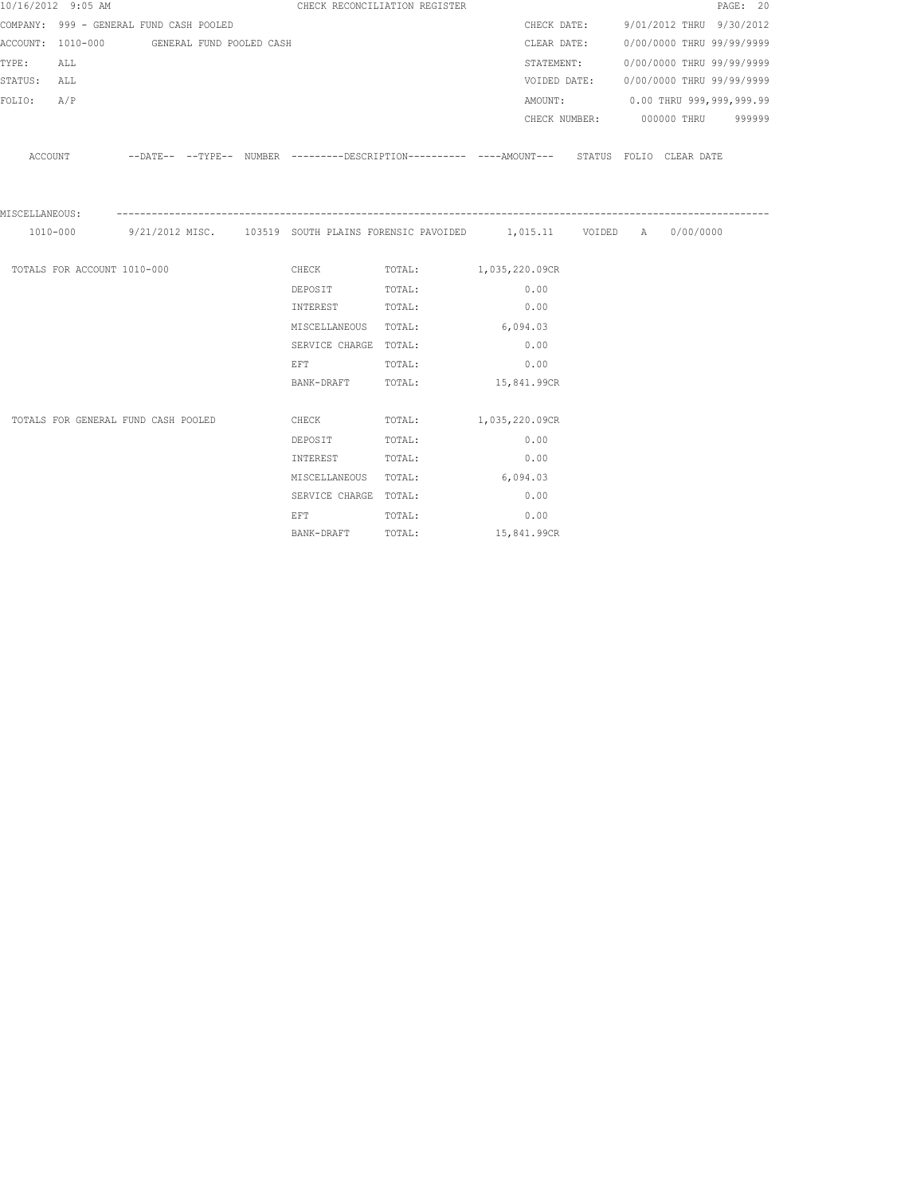10/16/2012 9:05 AM CHECK RECONCILIATION REGISTER

COMPANY: 999 - GENERAL FUND CASH POOLED

ACCOUNT: 1010-000 GENERAL FUND POOLED CASH

TYPE: ALL

STATUS: ALL

FOLIO: A/P

CHECK DATE: 9/01/2012 THRU 9/30/2012

CLEAR DATE: 0/00/0000 THRU 99/99/9999

STATEMENT: 0/00/0000 THRU 99/99/9999

VOIDED DATE: 0/00/0000 THRU 99/99/9999

AMOUNT: 0.00 THRU 999,999,999.99

CHECK NUMBER: 000000 THRU 999999

| ACCOUNT | --DATE-- | --TYPE-- | NUMBER | ---------DESCRIPTION---------- | ----AMOUNT--- | STATUS | FOLIO | CLEAR DATE |
|---|---|---|---|---|---|---|---|---|
| MISCELLANEOUS: | | | | | | | | |
| 1010-000 | 9/21/2012 | MISC. | 103519 | SOUTH PLAINS FORENSIC PAVOIDED | 1,015.11 | VOIDED | A | 0/00/0000 |

| | | | |
|---|---|---|---|
| TOTALS FOR ACCOUNT 1010-000 | CHECK | TOTAL: | 1,035,220.09CR |
| | DEPOSIT | TOTAL: | 0.00 |
| | INTEREST | TOTAL: | 0.00 |
| | MISCELLANEOUS | TOTAL: | 6,094.03 |
| | SERVICE CHARGE | TOTAL: | 0.00 |
| | EFT | TOTAL: | 0.00 |
| | BANK-DRAFT | TOTAL: | 15,841.99CR |
| TOTALS FOR GENERAL FUND CASH POOLED | CHECK | TOTAL: | 1,035,220.09CR |
| | DEPOSIT | TOTAL: | 0.00 |
| | INTEREST | TOTAL: | 0.00 |
| | MISCELLANEOUS | TOTAL: | 6,094.03 |
| | SERVICE CHARGE | TOTAL: | 0.00 |
| | EFT | TOTAL: | 0.00 |
| | BANK-DRAFT | TOTAL: | 15,841.99CR |